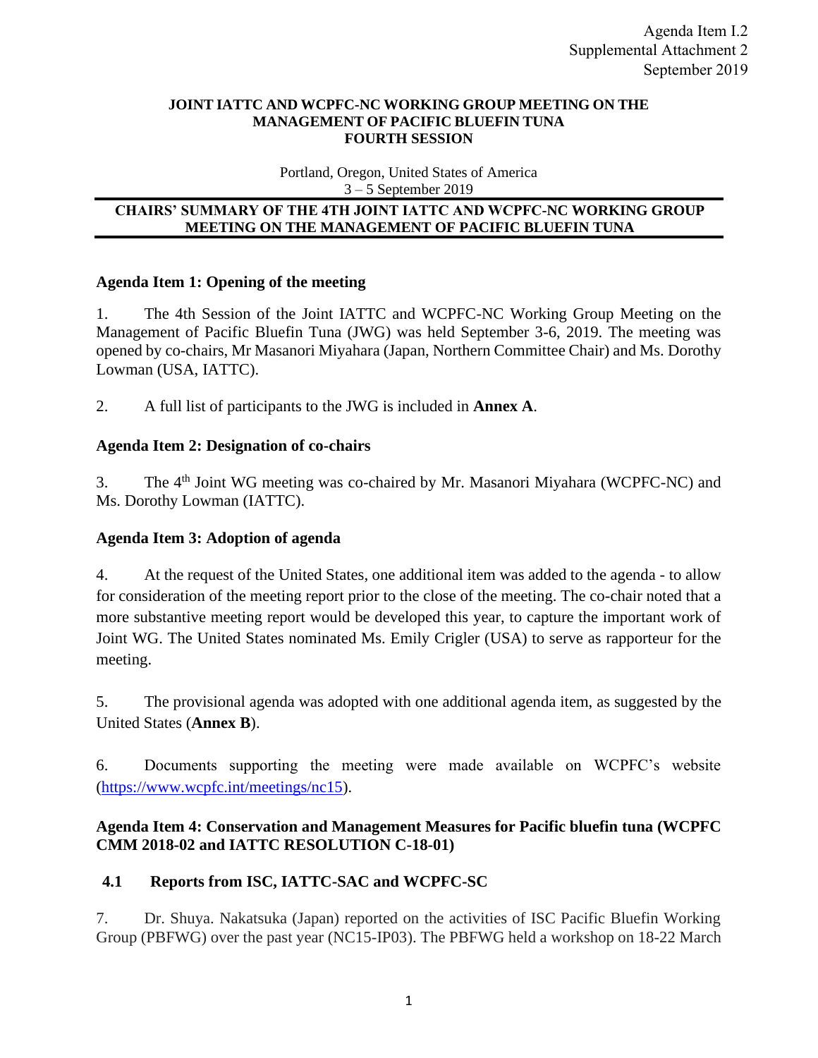Agenda Item I.2
Supplemental Attachment 2
September 2019

**JOINT IATTC AND WCPFC-NC WORKING GROUP MEETING ON THE MANAGEMENT OF PACIFIC BLUEFIN TUNA**
**FOURTH SESSION**

Portland, Oregon, United States of America
3 – 5 September 2019

**CHAIRS' SUMMARY OF THE 4TH JOINT IATTC AND WCPFC-NC WORKING GROUP MEETING ON THE MANAGEMENT OF PACIFIC BLUEFIN TUNA**

## Agenda Item 1: Opening of the meeting

1. The 4th Session of the Joint IATTC and WCPFC-NC Working Group Meeting on the Management of Pacific Bluefin Tuna (JWG) was held September 3-6, 2019. The meeting was opened by co-chairs, Mr Masanori Miyahara (Japan, Northern Committee Chair) and Ms. Dorothy Lowman (USA, IATTC).

2. A full list of participants to the JWG is included in **Annex A**.

## Agenda Item 2: Designation of co-chairs

3. The 4th Joint WG meeting was co-chaired by Mr. Masanori Miyahara (WCPFC-NC) and Ms. Dorothy Lowman (IATTC).

## Agenda Item 3: Adoption of agenda

4. At the request of the United States, one additional item was added to the agenda - to allow for consideration of the meeting report prior to the close of the meeting. The co-chair noted that a more substantive meeting report would be developed this year, to capture the important work of Joint WG. The United States nominated Ms. Emily Crigler (USA) to serve as rapporteur for the meeting.

5. The provisional agenda was adopted with one additional agenda item, as suggested by the United States (**Annex B**).

6. Documents supporting the meeting were made available on WCPFC's website (https://www.wcpfc.int/meetings/nc15).

## Agenda Item 4: Conservation and Management Measures for Pacific bluefin tuna (WCPFC CMM 2018-02 and IATTC RESOLUTION C-18-01)

### 4.1 Reports from ISC, IATTC-SAC and WCPFC-SC

7. Dr. Shuya. Nakatsuka (Japan) reported on the activities of ISC Pacific Bluefin Working Group (PBFWG) over the past year (NC15-IP03). The PBFWG held a workshop on 18-22 March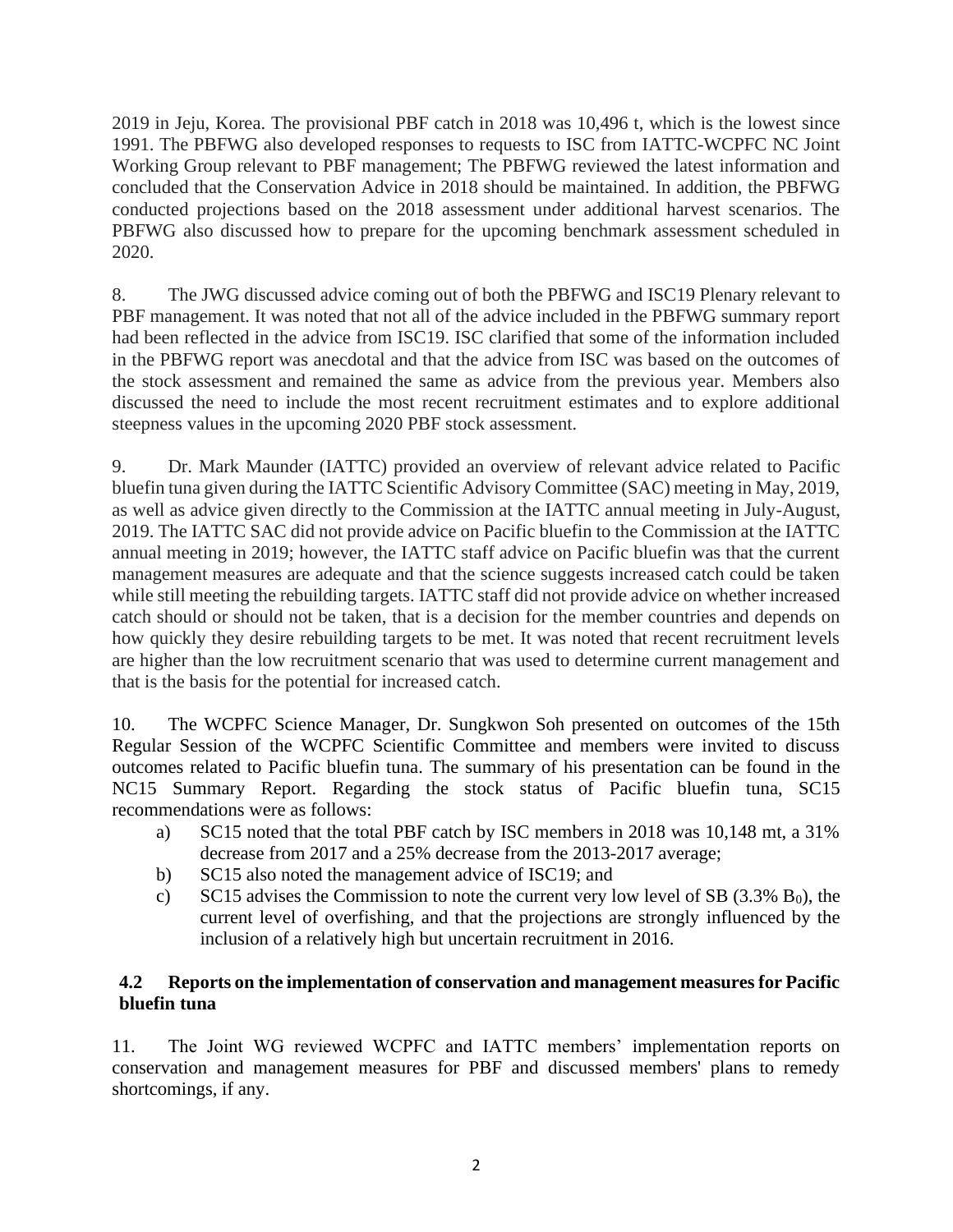2019 in Jeju, Korea. The provisional PBF catch in 2018 was 10,496 t, which is the lowest since 1991. The PBFWG also developed responses to requests to ISC from IATTC-WCPFC NC Joint Working Group relevant to PBF management; The PBFWG reviewed the latest information and concluded that the Conservation Advice in 2018 should be maintained. In addition, the PBFWG conducted projections based on the 2018 assessment under additional harvest scenarios. The PBFWG also discussed how to prepare for the upcoming benchmark assessment scheduled in 2020.

8. The JWG discussed advice coming out of both the PBFWG and ISC19 Plenary relevant to PBF management. It was noted that not all of the advice included in the PBFWG summary report had been reflected in the advice from ISC19. ISC clarified that some of the information included in the PBFWG report was anecdotal and that the advice from ISC was based on the outcomes of the stock assessment and remained the same as advice from the previous year. Members also discussed the need to include the most recent recruitment estimates and to explore additional steepness values in the upcoming 2020 PBF stock assessment.

9. Dr. Mark Maunder (IATTC) provided an overview of relevant advice related to Pacific bluefin tuna given during the IATTC Scientific Advisory Committee (SAC) meeting in May, 2019, as well as advice given directly to the Commission at the IATTC annual meeting in July-August, 2019. The IATTC SAC did not provide advice on Pacific bluefin to the Commission at the IATTC annual meeting in 2019; however, the IATTC staff advice on Pacific bluefin was that the current management measures are adequate and that the science suggests increased catch could be taken while still meeting the rebuilding targets. IATTC staff did not provide advice on whether increased catch should or should not be taken, that is a decision for the member countries and depends on how quickly they desire rebuilding targets to be met. It was noted that recent recruitment levels are higher than the low recruitment scenario that was used to determine current management and that is the basis for the potential for increased catch.

10. The WCPFC Science Manager, Dr. Sungkwon Soh presented on outcomes of the 15th Regular Session of the WCPFC Scientific Committee and members were invited to discuss outcomes related to Pacific bluefin tuna. The summary of his presentation can be found in the NC15 Summary Report. Regarding the stock status of Pacific bluefin tuna, SC15 recommendations were as follows:

a) SC15 noted that the total PBF catch by ISC members in 2018 was 10,148 mt, a 31% decrease from 2017 and a 25% decrease from the 2013-2017 average;
b) SC15 also noted the management advice of ISC19; and
c) SC15 advises the Commission to note the current very low level of SB (3.3% $B_0$), the current level of overfishing, and that the projections are strongly influenced by the inclusion of a relatively high but uncertain recruitment in 2016.

### 4.2 Reports on the implementation of conservation and management measures for Pacific bluefin tuna

11. The Joint WG reviewed WCPFC and IATTC members' implementation reports on conservation and management measures for PBF and discussed members' plans to remedy shortcomings, if any.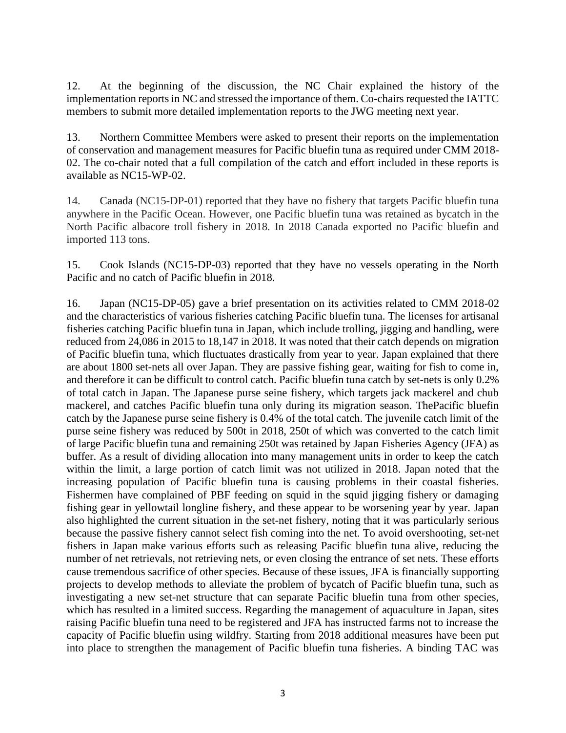12. At the beginning of the discussion, the NC Chair explained the history of the implementation reports in NC and stressed the importance of them. Co-chairs requested the IATTC members to submit more detailed implementation reports to the JWG meeting next year.

13. Northern Committee Members were asked to present their reports on the implementation of conservation and management measures for Pacific bluefin tuna as required under CMM 2018-02. The co-chair noted that a full compilation of the catch and effort included in these reports is available as NC15-WP-02.

14. Canada (NC15-DP-01) reported that they have no fishery that targets Pacific bluefin tuna anywhere in the Pacific Ocean. However, one Pacific bluefin tuna was retained as bycatch in the North Pacific albacore troll fishery in 2018. In 2018 Canada exported no Pacific bluefin and imported 113 tons.

15. Cook Islands (NC15-DP-03) reported that they have no vessels operating in the North Pacific and no catch of Pacific bluefin in 2018.

16. Japan (NC15-DP-05) gave a brief presentation on its activities related to CMM 2018-02 and the characteristics of various fisheries catching Pacific bluefin tuna. The licenses for artisanal fisheries catching Pacific bluefin tuna in Japan, which include trolling, jigging and handling, were reduced from 24,086 in 2015 to 18,147 in 2018. It was noted that their catch depends on migration of Pacific bluefin tuna, which fluctuates drastically from year to year. Japan explained that there are about 1800 set-nets all over Japan. They are passive fishing gear, waiting for fish to come in, and therefore it can be difficult to control catch. Pacific bluefin tuna catch by set-nets is only 0.2% of total catch in Japan. The Japanese purse seine fishery, which targets jack mackerel and chub mackerel, and catches Pacific bluefin tuna only during its migration season. ThePacific bluefin catch by the Japanese purse seine fishery is 0.4% of the total catch. The juvenile catch limit of the purse seine fishery was reduced by 500t in 2018, 250t of which was converted to the catch limit of large Pacific bluefin tuna and remaining 250t was retained by Japan Fisheries Agency (JFA) as buffer. As a result of dividing allocation into many management units in order to keep the catch within the limit, a large portion of catch limit was not utilized in 2018. Japan noted that the increasing population of Pacific bluefin tuna is causing problems in their coastal fisheries. Fishermen have complained of PBF feeding on squid in the squid jigging fishery or damaging fishing gear in yellowtail longline fishery, and these appear to be worsening year by year. Japan also highlighted the current situation in the set-net fishery, noting that it was particularly serious because the passive fishery cannot select fish coming into the net. To avoid overshooting, set-net fishers in Japan make various efforts such as releasing Pacific bluefin tuna alive, reducing the number of net retrievals, not retrieving nets, or even closing the entrance of set nets. These efforts cause tremendous sacrifice of other species. Because of these issues, JFA is financially supporting projects to develop methods to alleviate the problem of bycatch of Pacific bluefin tuna, such as investigating a new set-net structure that can separate Pacific bluefin tuna from other species, which has resulted in a limited success. Regarding the management of aquaculture in Japan, sites raising Pacific bluefin tuna need to be registered and JFA has instructed farms not to increase the capacity of Pacific bluefin using wildfry. Starting from 2018 additional measures have been put into place to strengthen the management of Pacific bluefin tuna fisheries. A binding TAC was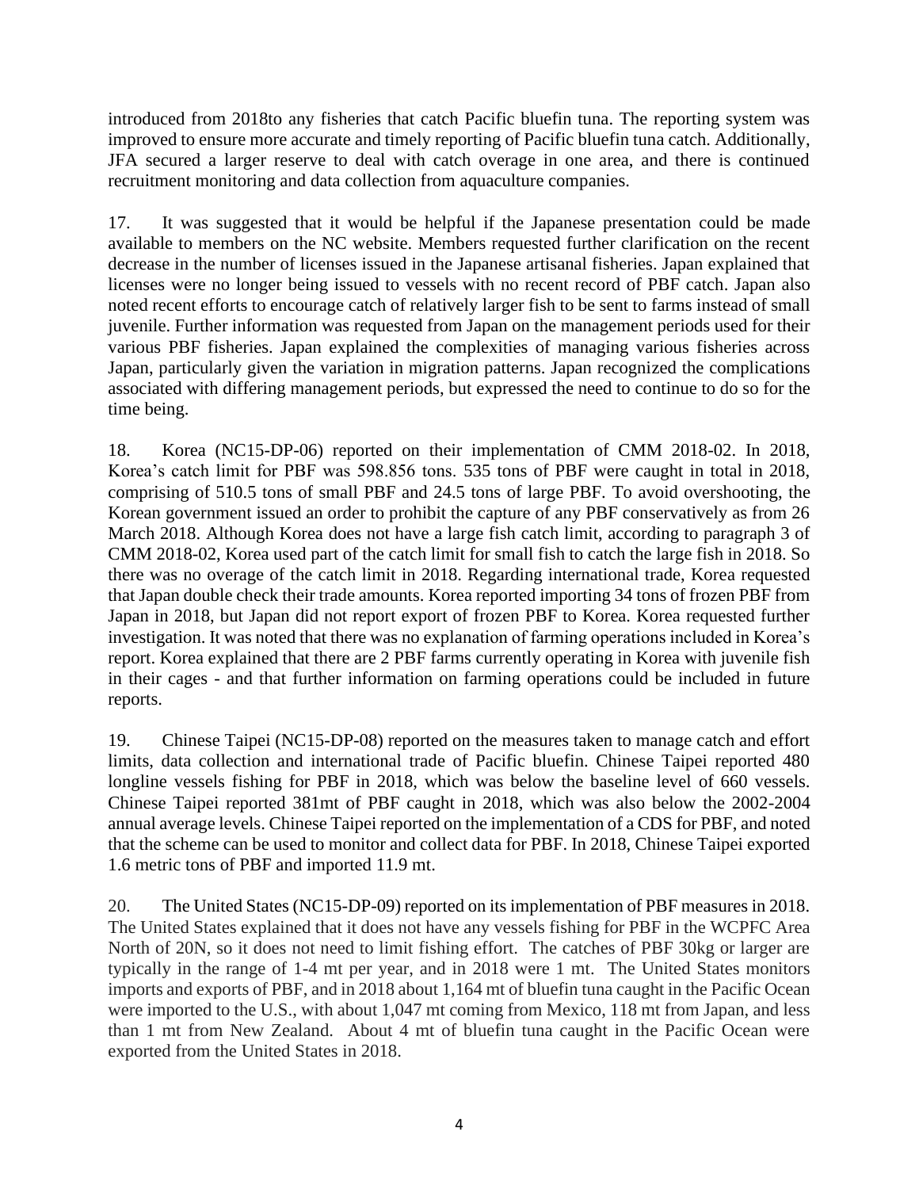introduced from 2018to any fisheries that catch Pacific bluefin tuna. The reporting system was improved to ensure more accurate and timely reporting of Pacific bluefin tuna catch. Additionally, JFA secured a larger reserve to deal with catch overage in one area, and there is continued recruitment monitoring and data collection from aquaculture companies.

17. It was suggested that it would be helpful if the Japanese presentation could be made available to members on the NC website. Members requested further clarification on the recent decrease in the number of licenses issued in the Japanese artisanal fisheries. Japan explained that licenses were no longer being issued to vessels with no recent record of PBF catch. Japan also noted recent efforts to encourage catch of relatively larger fish to be sent to farms instead of small juvenile. Further information was requested from Japan on the management periods used for their various PBF fisheries. Japan explained the complexities of managing various fisheries across Japan, particularly given the variation in migration patterns. Japan recognized the complications associated with differing management periods, but expressed the need to continue to do so for the time being.

18. Korea (NC15-DP-06) reported on their implementation of CMM 2018-02. In 2018, Korea's catch limit for PBF was 598.856 tons. 535 tons of PBF were caught in total in 2018, comprising of 510.5 tons of small PBF and 24.5 tons of large PBF. To avoid overshooting, the Korean government issued an order to prohibit the capture of any PBF conservatively as from 26 March 2018. Although Korea does not have a large fish catch limit, according to paragraph 3 of CMM 2018-02, Korea used part of the catch limit for small fish to catch the large fish in 2018. So there was no overage of the catch limit in 2018. Regarding international trade, Korea requested that Japan double check their trade amounts. Korea reported importing 34 tons of frozen PBF from Japan in 2018, but Japan did not report export of frozen PBF to Korea. Korea requested further investigation. It was noted that there was no explanation of farming operations included in Korea's report. Korea explained that there are 2 PBF farms currently operating in Korea with juvenile fish in their cages - and that further information on farming operations could be included in future reports.

19. Chinese Taipei (NC15-DP-08) reported on the measures taken to manage catch and effort limits, data collection and international trade of Pacific bluefin. Chinese Taipei reported 480 longline vessels fishing for PBF in 2018, which was below the baseline level of 660 vessels. Chinese Taipei reported 381mt of PBF caught in 2018, which was also below the 2002-2004 annual average levels. Chinese Taipei reported on the implementation of a CDS for PBF, and noted that the scheme can be used to monitor and collect data for PBF. In 2018, Chinese Taipei exported 1.6 metric tons of PBF and imported 11.9 mt.

20. The United States (NC15-DP-09) reported on its implementation of PBF measures in 2018. The United States explained that it does not have any vessels fishing for PBF in the WCPFC Area North of 20N, so it does not need to limit fishing effort. The catches of PBF 30kg or larger are typically in the range of 1-4 mt per year, and in 2018 were 1 mt. The United States monitors imports and exports of PBF, and in 2018 about 1,164 mt of bluefin tuna caught in the Pacific Ocean were imported to the U.S., with about 1,047 mt coming from Mexico, 118 mt from Japan, and less than 1 mt from New Zealand. About 4 mt of bluefin tuna caught in the Pacific Ocean were exported from the United States in 2018.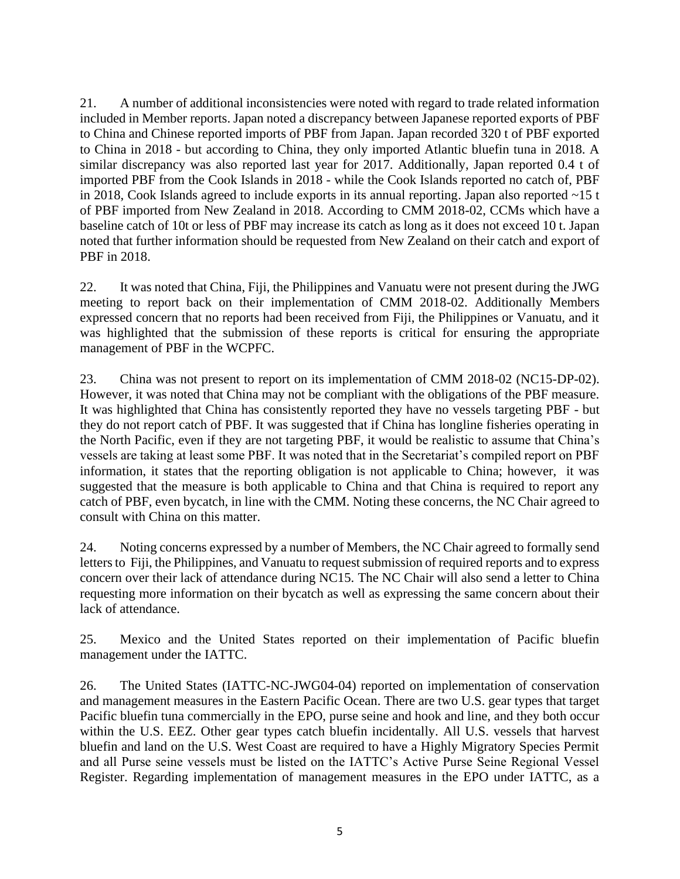21. A number of additional inconsistencies were noted with regard to trade related information included in Member reports. Japan noted a discrepancy between Japanese reported exports of PBF to China and Chinese reported imports of PBF from Japan. Japan recorded 320 t of PBF exported to China in 2018 - but according to China, they only imported Atlantic bluefin tuna in 2018. A similar discrepancy was also reported last year for 2017. Additionally, Japan reported 0.4 t of imported PBF from the Cook Islands in 2018 - while the Cook Islands reported no catch of, PBF in 2018, Cook Islands agreed to include exports in its annual reporting. Japan also reported ~15 t of PBF imported from New Zealand in 2018. According to CMM 2018-02, CCMs which have a baseline catch of 10t or less of PBF may increase its catch as long as it does not exceed 10 t. Japan noted that further information should be requested from New Zealand on their catch and export of PBF in 2018.

22. It was noted that China, Fiji, the Philippines and Vanuatu were not present during the JWG meeting to report back on their implementation of CMM 2018-02. Additionally Members expressed concern that no reports had been received from Fiji, the Philippines or Vanuatu, and it was highlighted that the submission of these reports is critical for ensuring the appropriate management of PBF in the WCPFC.

23. China was not present to report on its implementation of CMM 2018-02 (NC15-DP-02). However, it was noted that China may not be compliant with the obligations of the PBF measure. It was highlighted that China has consistently reported they have no vessels targeting PBF - but they do not report catch of PBF. It was suggested that if China has longline fisheries operating in the North Pacific, even if they are not targeting PBF, it would be realistic to assume that China's vessels are taking at least some PBF. It was noted that in the Secretariat's compiled report on PBF information, it states that the reporting obligation is not applicable to China; however, it was suggested that the measure is both applicable to China and that China is required to report any catch of PBF, even bycatch, in line with the CMM. Noting these concerns, the NC Chair agreed to consult with China on this matter.

24. Noting concerns expressed by a number of Members, the NC Chair agreed to formally send letters to Fiji, the Philippines, and Vanuatu to request submission of required reports and to express concern over their lack of attendance during NC15. The NC Chair will also send a letter to China requesting more information on their bycatch as well as expressing the same concern about their lack of attendance.

25. Mexico and the United States reported on their implementation of Pacific bluefin management under the IATTC.

26. The United States (IATTC-NC-JWG04-04) reported on implementation of conservation and management measures in the Eastern Pacific Ocean. There are two U.S. gear types that target Pacific bluefin tuna commercially in the EPO, purse seine and hook and line, and they both occur within the U.S. EEZ. Other gear types catch bluefin incidentally. All U.S. vessels that harvest bluefin and land on the U.S. West Coast are required to have a Highly Migratory Species Permit and all Purse seine vessels must be listed on the IATTC's Active Purse Seine Regional Vessel Register. Regarding implementation of management measures in the EPO under IATTC, as a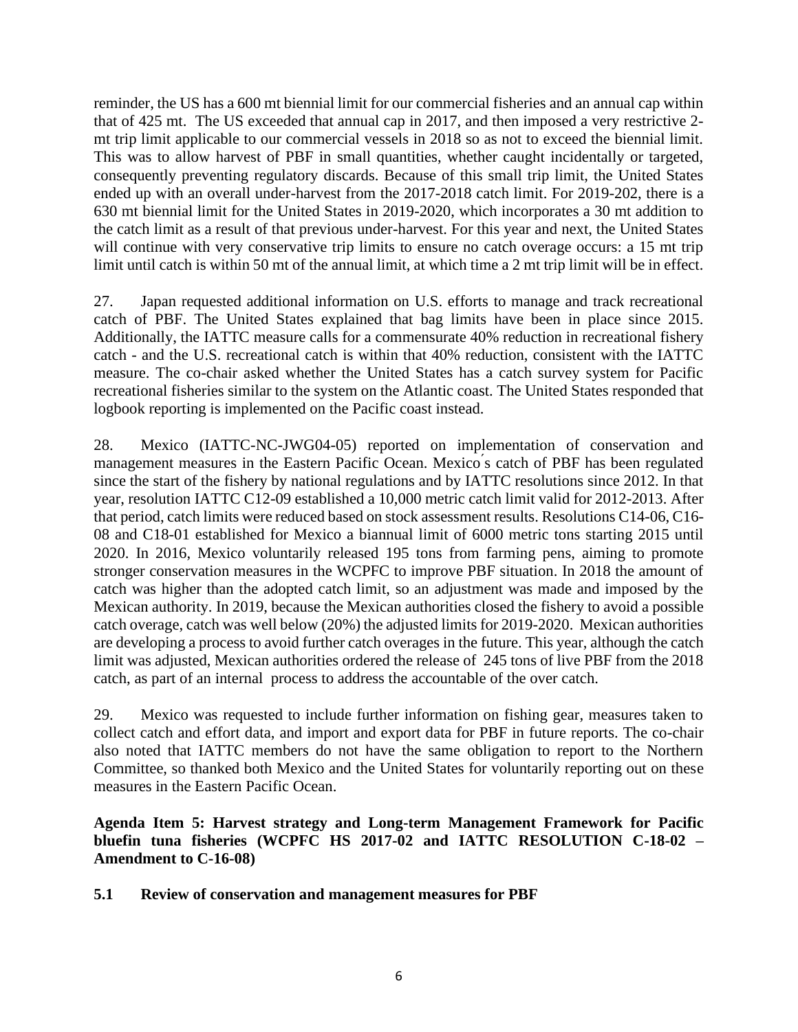reminder, the US has a 600 mt biennial limit for our commercial fisheries and an annual cap within that of 425 mt. The US exceeded that annual cap in 2017, and then imposed a very restrictive 2-mt trip limit applicable to our commercial vessels in 2018 so as not to exceed the biennial limit. This was to allow harvest of PBF in small quantities, whether caught incidentally or targeted, consequently preventing regulatory discards. Because of this small trip limit, the United States ended up with an overall under-harvest from the 2017-2018 catch limit. For 2019-202, there is a 630 mt biennial limit for the United States in 2019-2020, which incorporates a 30 mt addition to the catch limit as a result of that previous under-harvest. For this year and next, the United States will continue with very conservative trip limits to ensure no catch overage occurs: a 15 mt trip limit until catch is within 50 mt of the annual limit, at which time a 2 mt trip limit will be in effect.

27. Japan requested additional information on U.S. efforts to manage and track recreational catch of PBF. The United States explained that bag limits have been in place since 2015. Additionally, the IATTC measure calls for a commensurate 40% reduction in recreational fishery catch - and the U.S. recreational catch is within that 40% reduction, consistent with the IATTC measure. The co-chair asked whether the United States has a catch survey system for Pacific recreational fisheries similar to the system on the Atlantic coast. The United States responded that logbook reporting is implemented on the Pacific coast instead.

28. Mexico (IATTC-NC-JWG04-05) reported on implementation of conservation and management measures in the Eastern Pacific Ocean. Mexico ́s catch of PBF has been regulated since the start of the fishery by national regulations and by IATTC resolutions since 2012. In that year, resolution IATTC C12-09 established a 10,000 metric catch limit valid for 2012-2013. After that period, catch limits were reduced based on stock assessment results. Resolutions C14-06, C16-08 and C18-01 established for Mexico a biannual limit of 6000 metric tons starting 2015 until 2020. In 2016, Mexico voluntarily released 195 tons from farming pens, aiming to promote stronger conservation measures in the WCPFC to improve PBF situation. In 2018 the amount of catch was higher than the adopted catch limit, so an adjustment was made and imposed by the Mexican authority. In 2019, because the Mexican authorities closed the fishery to avoid a possible catch overage, catch was well below (20%) the adjusted limits for 2019-2020. Mexican authorities are developing a process to avoid further catch overages in the future. This year, although the catch limit was adjusted, Mexican authorities ordered the release of 245 tons of live PBF from the 2018 catch, as part of an internal process to address the accountable of the over catch.

29. Mexico was requested to include further information on fishing gear, measures taken to collect catch and effort data, and import and export data for PBF in future reports. The co-chair also noted that IATTC members do not have the same obligation to report to the Northern Committee, so thanked both Mexico and the United States for voluntarily reporting out on these measures in the Eastern Pacific Ocean.

**Agenda Item 5: Harvest strategy and Long-term Management Framework for Pacific bluefin tuna fisheries (WCPFC HS 2017-02 and IATTC RESOLUTION C-18-02 – Amendment to C-16-08)**

**5.1 Review of conservation and management measures for PBF**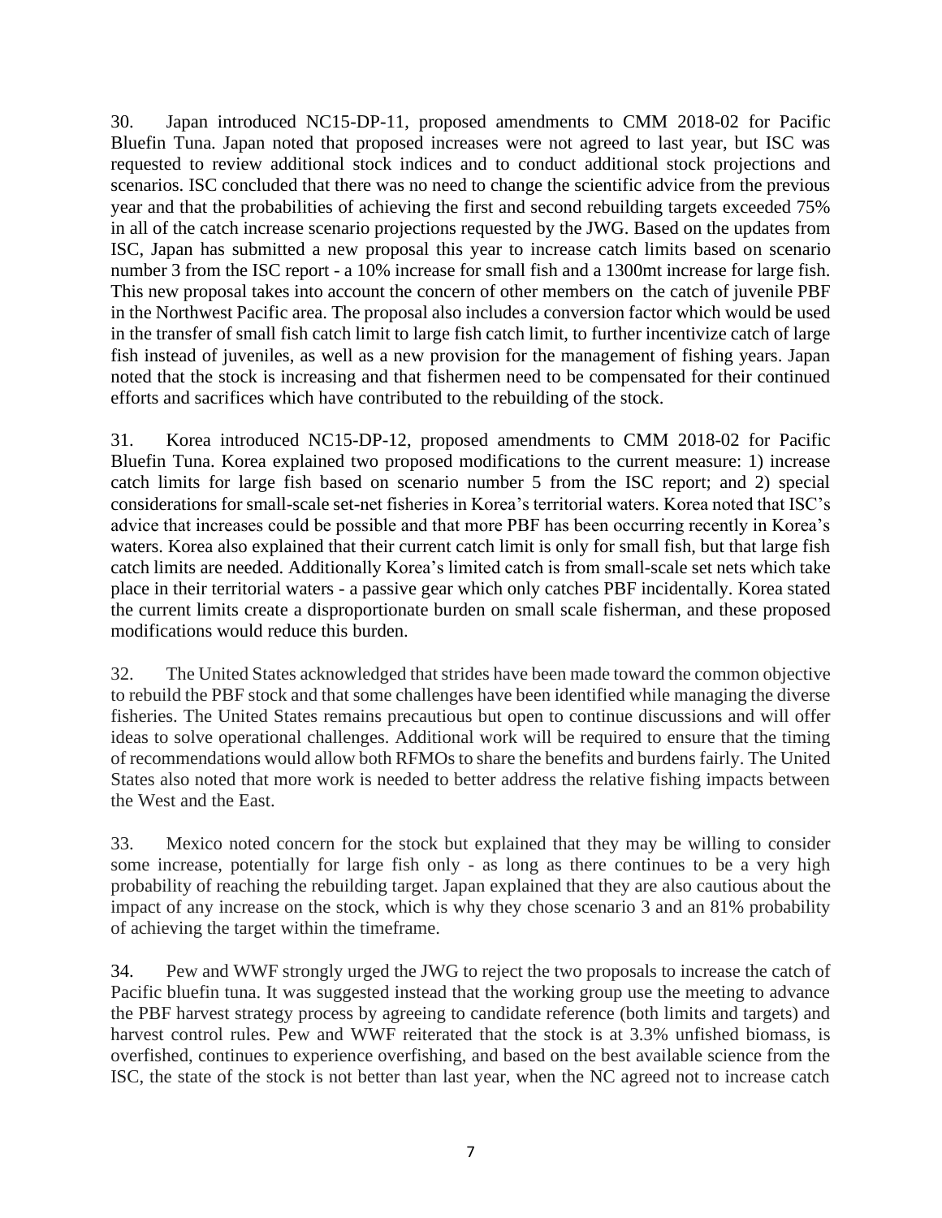30. Japan introduced NC15-DP-11, proposed amendments to CMM 2018-02 for Pacific Bluefin Tuna. Japan noted that proposed increases were not agreed to last year, but ISC was requested to review additional stock indices and to conduct additional stock projections and scenarios. ISC concluded that there was no need to change the scientific advice from the previous year and that the probabilities of achieving the first and second rebuilding targets exceeded 75% in all of the catch increase scenario projections requested by the JWG. Based on the updates from ISC, Japan has submitted a new proposal this year to increase catch limits based on scenario number 3 from the ISC report - a 10% increase for small fish and a 1300mt increase for large fish. This new proposal takes into account the concern of other members on the catch of juvenile PBF in the Northwest Pacific area. The proposal also includes a conversion factor which would be used in the transfer of small fish catch limit to large fish catch limit, to further incentivize catch of large fish instead of juveniles, as well as a new provision for the management of fishing years. Japan noted that the stock is increasing and that fishermen need to be compensated for their continued efforts and sacrifices which have contributed to the rebuilding of the stock.

31. Korea introduced NC15-DP-12, proposed amendments to CMM 2018-02 for Pacific Bluefin Tuna. Korea explained two proposed modifications to the current measure: 1) increase catch limits for large fish based on scenario number 5 from the ISC report; and 2) special considerations for small-scale set-net fisheries in Korea's territorial waters. Korea noted that ISC's advice that increases could be possible and that more PBF has been occurring recently in Korea's waters. Korea also explained that their current catch limit is only for small fish, but that large fish catch limits are needed. Additionally Korea's limited catch is from small-scale set nets which take place in their territorial waters - a passive gear which only catches PBF incidentally. Korea stated the current limits create a disproportionate burden on small scale fisherman, and these proposed modifications would reduce this burden.

32. The United States acknowledged that strides have been made toward the common objective to rebuild the PBF stock and that some challenges have been identified while managing the diverse fisheries. The United States remains precautious but open to continue discussions and will offer ideas to solve operational challenges. Additional work will be required to ensure that the timing of recommendations would allow both RFMOs to share the benefits and burdens fairly. The United States also noted that more work is needed to better address the relative fishing impacts between the West and the East.

33. Mexico noted concern for the stock but explained that they may be willing to consider some increase, potentially for large fish only - as long as there continues to be a very high probability of reaching the rebuilding target. Japan explained that they are also cautious about the impact of any increase on the stock, which is why they chose scenario 3 and an 81% probability of achieving the target within the timeframe.

34. Pew and WWF strongly urged the JWG to reject the two proposals to increase the catch of Pacific bluefin tuna. It was suggested instead that the working group use the meeting to advance the PBF harvest strategy process by agreeing to candidate reference (both limits and targets) and harvest control rules. Pew and WWF reiterated that the stock is at 3.3% unfished biomass, is overfished, continues to experience overfishing, and based on the best available science from the ISC, the state of the stock is not better than last year, when the NC agreed not to increase catch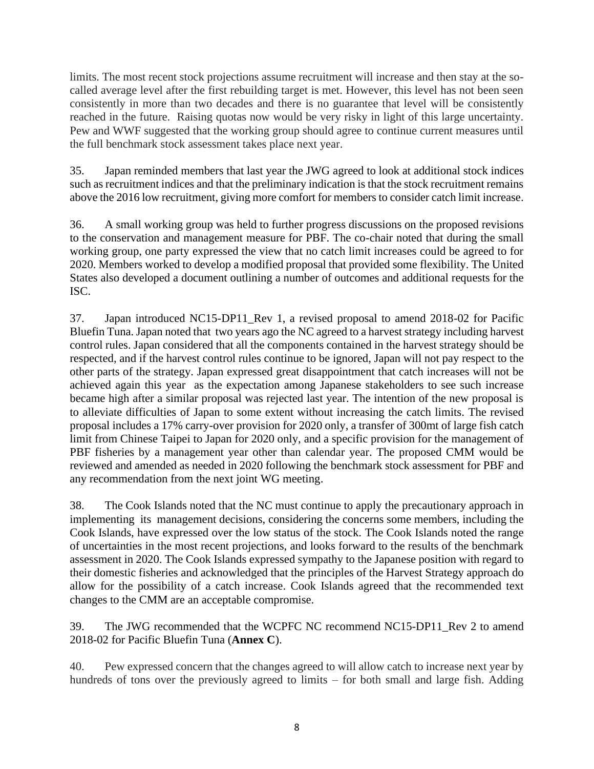limits. The most recent stock projections assume recruitment will increase and then stay at the so-called average level after the first rebuilding target is met. However, this level has not been seen consistently in more than two decades and there is no guarantee that level will be consistently reached in the future. Raising quotas now would be very risky in light of this large uncertainty. Pew and WWF suggested that the working group should agree to continue current measures until the full benchmark stock assessment takes place next year.

35. Japan reminded members that last year the JWG agreed to look at additional stock indices such as recruitment indices and that the preliminary indication is that the stock recruitment remains above the 2016 low recruitment, giving more comfort for members to consider catch limit increase.

36. A small working group was held to further progress discussions on the proposed revisions to the conservation and management measure for PBF. The co-chair noted that during the small working group, one party expressed the view that no catch limit increases could be agreed to for 2020. Members worked to develop a modified proposal that provided some flexibility. The United States also developed a document outlining a number of outcomes and additional requests for the ISC.

37. Japan introduced NC15-DP11_Rev 1, a revised proposal to amend 2018-02 for Pacific Bluefin Tuna. Japan noted that two years ago the NC agreed to a harvest strategy including harvest control rules. Japan considered that all the components contained in the harvest strategy should be respected, and if the harvest control rules continue to be ignored, Japan will not pay respect to the other parts of the strategy. Japan expressed great disappointment that catch increases will not be achieved again this year as the expectation among Japanese stakeholders to see such increase became high after a similar proposal was rejected last year. The intention of the new proposal is to alleviate difficulties of Japan to some extent without increasing the catch limits. The revised proposal includes a 17% carry-over provision for 2020 only, a transfer of 300mt of large fish catch limit from Chinese Taipei to Japan for 2020 only, and a specific provision for the management of PBF fisheries by a management year other than calendar year. The proposed CMM would be reviewed and amended as needed in 2020 following the benchmark stock assessment for PBF and any recommendation from the next joint WG meeting.

38. The Cook Islands noted that the NC must continue to apply the precautionary approach in implementing its management decisions, considering the concerns some members, including the Cook Islands, have expressed over the low status of the stock. The Cook Islands noted the range of uncertainties in the most recent projections, and looks forward to the results of the benchmark assessment in 2020. The Cook Islands expressed sympathy to the Japanese position with regard to their domestic fisheries and acknowledged that the principles of the Harvest Strategy approach do allow for the possibility of a catch increase. Cook Islands agreed that the recommended text changes to the CMM are an acceptable compromise.

39. The JWG recommended that the WCPFC NC recommend NC15-DP11_Rev 2 to amend 2018-02 for Pacific Bluefin Tuna (**Annex C**).

40. Pew expressed concern that the changes agreed to will allow catch to increase next year by hundreds of tons over the previously agreed to limits – for both small and large fish. Adding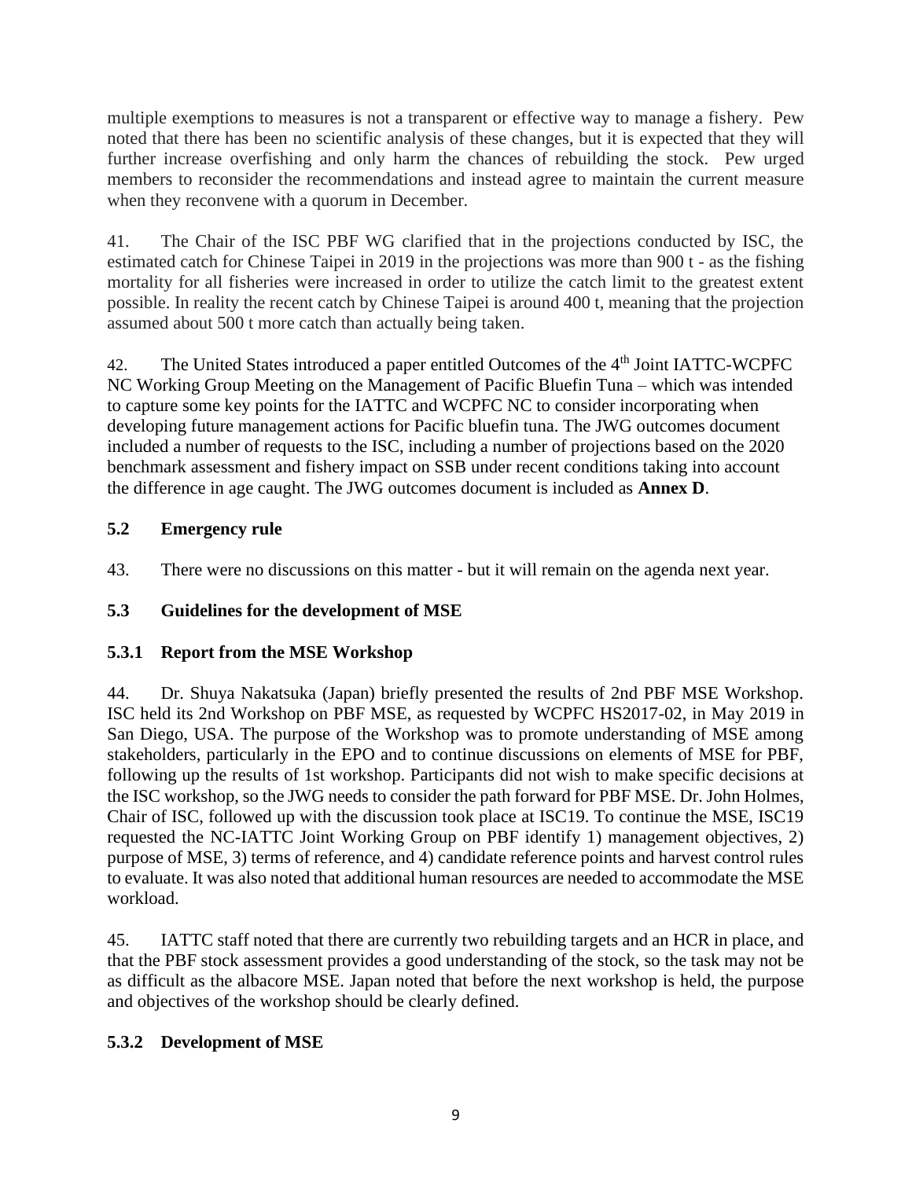multiple exemptions to measures is not a transparent or effective way to manage a fishery. Pew noted that there has been no scientific analysis of these changes, but it is expected that they will further increase overfishing and only harm the chances of rebuilding the stock. Pew urged members to reconsider the recommendations and instead agree to maintain the current measure when they reconvene with a quorum in December.

41. The Chair of the ISC PBF WG clarified that in the projections conducted by ISC, the estimated catch for Chinese Taipei in 2019 in the projections was more than 900 t - as the fishing mortality for all fisheries were increased in order to utilize the catch limit to the greatest extent possible. In reality the recent catch by Chinese Taipei is around 400 t, meaning that the projection assumed about 500 t more catch than actually being taken.

42. The United States introduced a paper entitled Outcomes of the 4th Joint IATTC-WCPFC NC Working Group Meeting on the Management of Pacific Bluefin Tuna – which was intended to capture some key points for the IATTC and WCPFC NC to consider incorporating when developing future management actions for Pacific bluefin tuna. The JWG outcomes document included a number of requests to the ISC, including a number of projections based on the 2020 benchmark assessment and fishery impact on SSB under recent conditions taking into account the difference in age caught. The JWG outcomes document is included as **Annex D**.

### 5.2 Emergency rule

43. There were no discussions on this matter - but it will remain on the agenda next year.

### 5.3 Guidelines for the development of MSE

#### 5.3.1 Report from the MSE Workshop

44. Dr. Shuya Nakatsuka (Japan) briefly presented the results of 2nd PBF MSE Workshop. ISC held its 2nd Workshop on PBF MSE, as requested by WCPFC HS2017-02, in May 2019 in San Diego, USA. The purpose of the Workshop was to promote understanding of MSE among stakeholders, particularly in the EPO and to continue discussions on elements of MSE for PBF, following up the results of 1st workshop. Participants did not wish to make specific decisions at the ISC workshop, so the JWG needs to consider the path forward for PBF MSE. Dr. John Holmes, Chair of ISC, followed up with the discussion took place at ISC19. To continue the MSE, ISC19 requested the NC-IATTC Joint Working Group on PBF identify 1) management objectives, 2) purpose of MSE, 3) terms of reference, and 4) candidate reference points and harvest control rules to evaluate. It was also noted that additional human resources are needed to accommodate the MSE workload.

45. IATTC staff noted that there are currently two rebuilding targets and an HCR in place, and that the PBF stock assessment provides a good understanding of the stock, so the task may not be as difficult as the albacore MSE. Japan noted that before the next workshop is held, the purpose and objectives of the workshop should be clearly defined.

#### 5.3.2 Development of MSE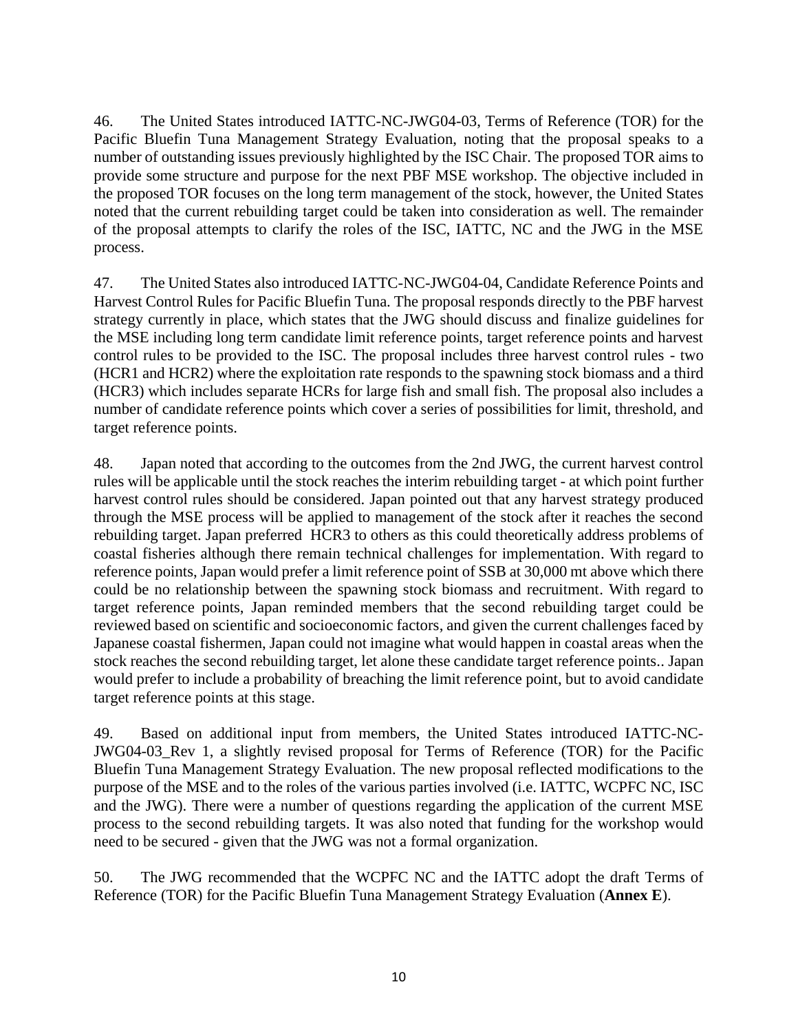46. The United States introduced IATTC-NC-JWG04-03, Terms of Reference (TOR) for the Pacific Bluefin Tuna Management Strategy Evaluation, noting that the proposal speaks to a number of outstanding issues previously highlighted by the ISC Chair. The proposed TOR aims to provide some structure and purpose for the next PBF MSE workshop. The objective included in the proposed TOR focuses on the long term management of the stock, however, the United States noted that the current rebuilding target could be taken into consideration as well. The remainder of the proposal attempts to clarify the roles of the ISC, IATTC, NC and the JWG in the MSE process.

47. The United States also introduced IATTC-NC-JWG04-04, Candidate Reference Points and Harvest Control Rules for Pacific Bluefin Tuna. The proposal responds directly to the PBF harvest strategy currently in place, which states that the JWG should discuss and finalize guidelines for the MSE including long term candidate limit reference points, target reference points and harvest control rules to be provided to the ISC. The proposal includes three harvest control rules - two (HCR1 and HCR2) where the exploitation rate responds to the spawning stock biomass and a third (HCR3) which includes separate HCRs for large fish and small fish. The proposal also includes a number of candidate reference points which cover a series of possibilities for limit, threshold, and target reference points.

48. Japan noted that according to the outcomes from the 2nd JWG, the current harvest control rules will be applicable until the stock reaches the interim rebuilding target - at which point further harvest control rules should be considered. Japan pointed out that any harvest strategy produced through the MSE process will be applied to management of the stock after it reaches the second rebuilding target. Japan preferred HCR3 to others as this could theoretically address problems of coastal fisheries although there remain technical challenges for implementation. With regard to reference points, Japan would prefer a limit reference point of SSB at 30,000 mt above which there could be no relationship between the spawning stock biomass and recruitment. With regard to target reference points, Japan reminded members that the second rebuilding target could be reviewed based on scientific and socioeconomic factors, and given the current challenges faced by Japanese coastal fishermen, Japan could not imagine what would happen in coastal areas when the stock reaches the second rebuilding target, let alone these candidate target reference points.. Japan would prefer to include a probability of breaching the limit reference point, but to avoid candidate target reference points at this stage.

49. Based on additional input from members, the United States introduced IATTC-NC-JWG04-03_Rev 1, a slightly revised proposal for Terms of Reference (TOR) for the Pacific Bluefin Tuna Management Strategy Evaluation. The new proposal reflected modifications to the purpose of the MSE and to the roles of the various parties involved (i.e. IATTC, WCPFC NC, ISC and the JWG). There were a number of questions regarding the application of the current MSE process to the second rebuilding targets. It was also noted that funding for the workshop would need to be secured - given that the JWG was not a formal organization.

50. The JWG recommended that the WCPFC NC and the IATTC adopt the draft Terms of Reference (TOR) for the Pacific Bluefin Tuna Management Strategy Evaluation (**Annex E**).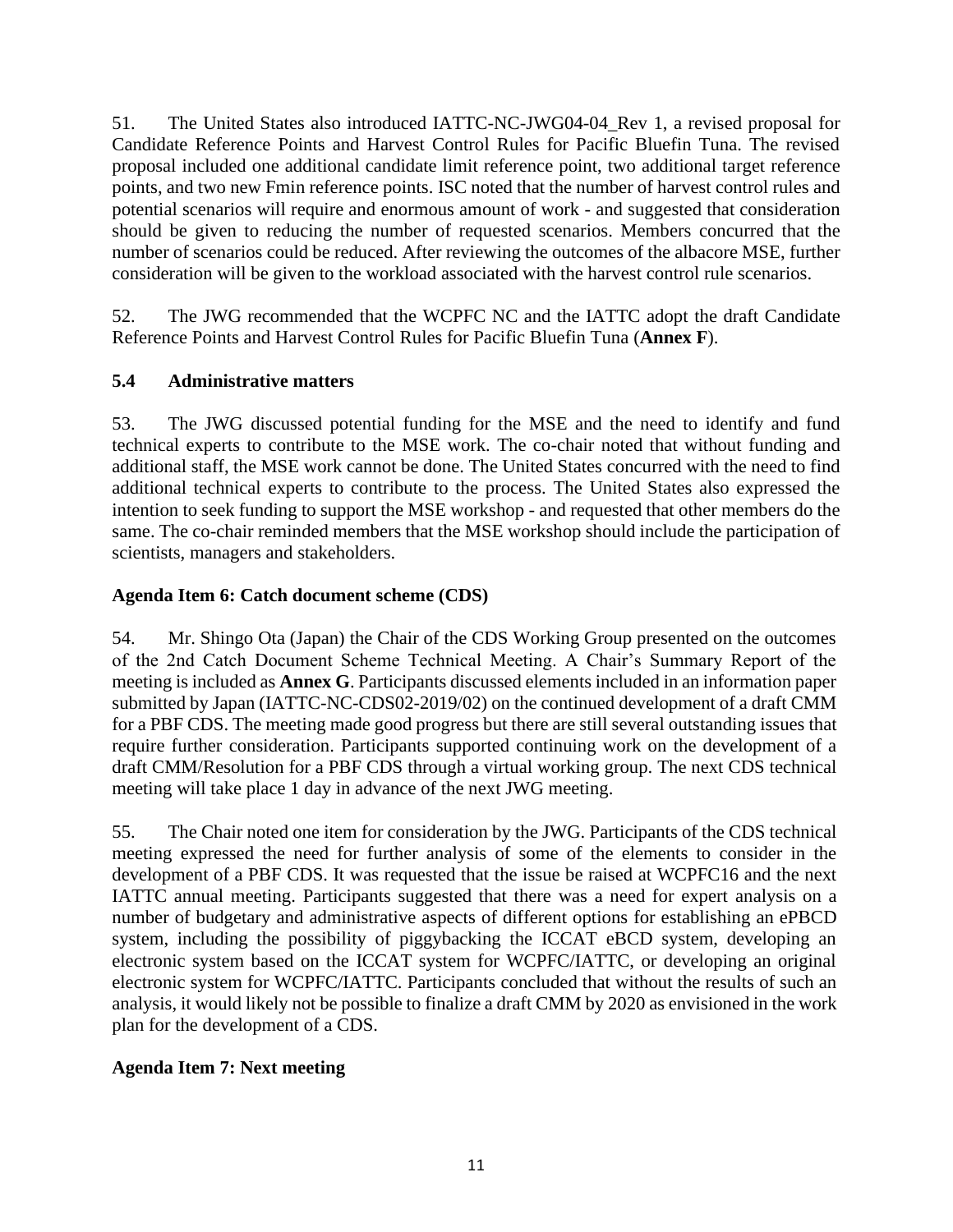51. The United States also introduced IATTC-NC-JWG04-04_Rev 1, a revised proposal for Candidate Reference Points and Harvest Control Rules for Pacific Bluefin Tuna. The revised proposal included one additional candidate limit reference point, two additional target reference points, and two new Fmin reference points. ISC noted that the number of harvest control rules and potential scenarios will require and enormous amount of work - and suggested that consideration should be given to reducing the number of requested scenarios. Members concurred that the number of scenarios could be reduced. After reviewing the outcomes of the albacore MSE, further consideration will be given to the workload associated with the harvest control rule scenarios.

52. The JWG recommended that the WCPFC NC and the IATTC adopt the draft Candidate Reference Points and Harvest Control Rules for Pacific Bluefin Tuna (**Annex F**).

### 5.4 Administrative matters

53. The JWG discussed potential funding for the MSE and the need to identify and fund technical experts to contribute to the MSE work. The co-chair noted that without funding and additional staff, the MSE work cannot be done. The United States concurred with the need to find additional technical experts to contribute to the process. The United States also expressed the intention to seek funding to support the MSE workshop - and requested that other members do the same. The co-chair reminded members that the MSE workshop should include the participation of scientists, managers and stakeholders.

### Agenda Item 6: Catch document scheme (CDS)

54. Mr. Shingo Ota (Japan) the Chair of the CDS Working Group presented on the outcomes of the 2nd Catch Document Scheme Technical Meeting. A Chair's Summary Report of the meeting is included as **Annex G**. Participants discussed elements included in an information paper submitted by Japan (IATTC-NC-CDS02-2019/02) on the continued development of a draft CMM for a PBF CDS. The meeting made good progress but there are still several outstanding issues that require further consideration. Participants supported continuing work on the development of a draft CMM/Resolution for a PBF CDS through a virtual working group. The next CDS technical meeting will take place 1 day in advance of the next JWG meeting.

55. The Chair noted one item for consideration by the JWG. Participants of the CDS technical meeting expressed the need for further analysis of some of the elements to consider in the development of a PBF CDS. It was requested that the issue be raised at WCPFC16 and the next IATTC annual meeting. Participants suggested that there was a need for expert analysis on a number of budgetary and administrative aspects of different options for establishing an ePBCD system, including the possibility of piggybacking the ICCAT eBCD system, developing an electronic system based on the ICCAT system for WCPFC/IATTC, or developing an original electronic system for WCPFC/IATTC. Participants concluded that without the results of such an analysis, it would likely not be possible to finalize a draft CMM by 2020 as envisioned in the work plan for the development of a CDS.

### Agenda Item 7: Next meeting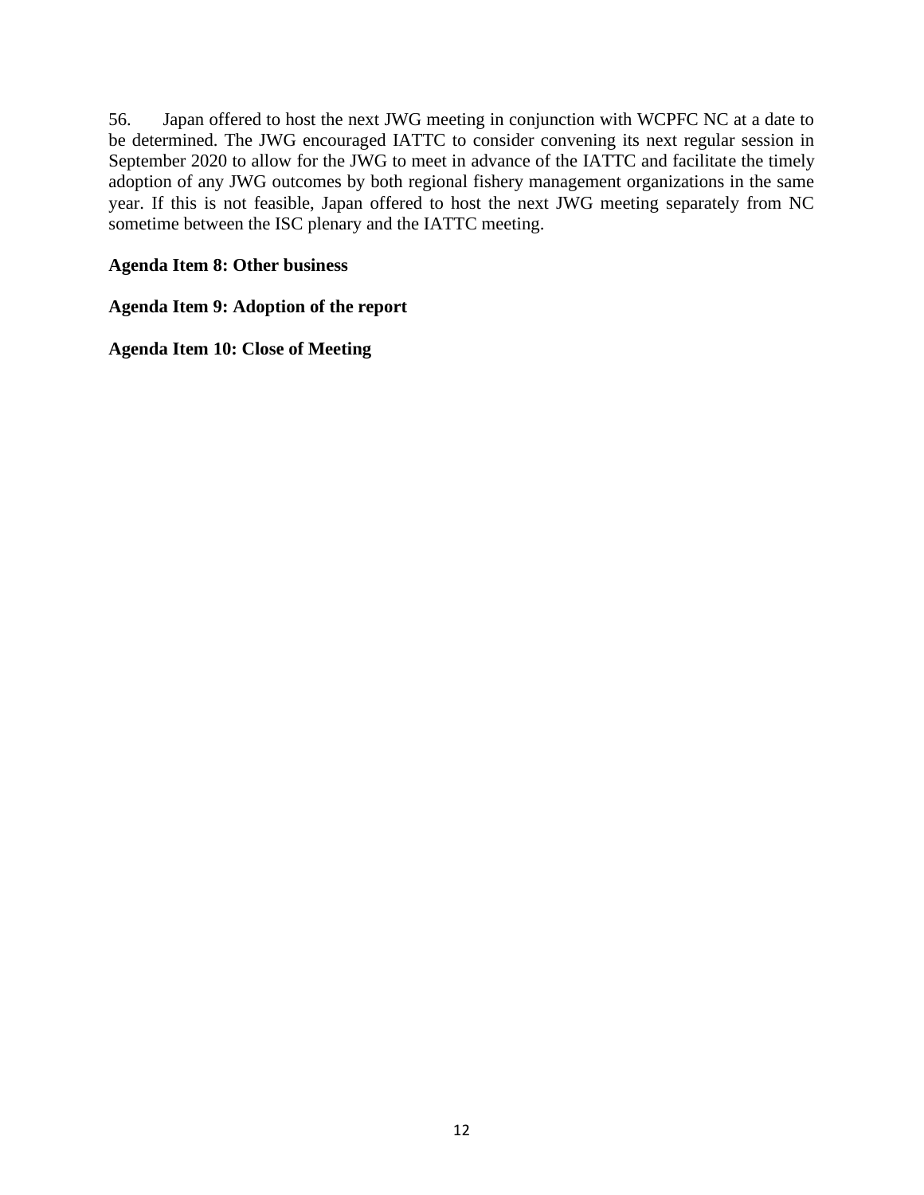56. Japan offered to host the next JWG meeting in conjunction with WCPFC NC at a date to be determined. The JWG encouraged IATTC to consider convening its next regular session in September 2020 to allow for the JWG to meet in advance of the IATTC and facilitate the timely adoption of any JWG outcomes by both regional fishery management organizations in the same year. If this is not feasible, Japan offered to host the next JWG meeting separately from NC sometime between the ISC plenary and the IATTC meeting.

**Agenda Item 8: Other business**

**Agenda Item 9: Adoption of the report**

**Agenda Item 10: Close of Meeting**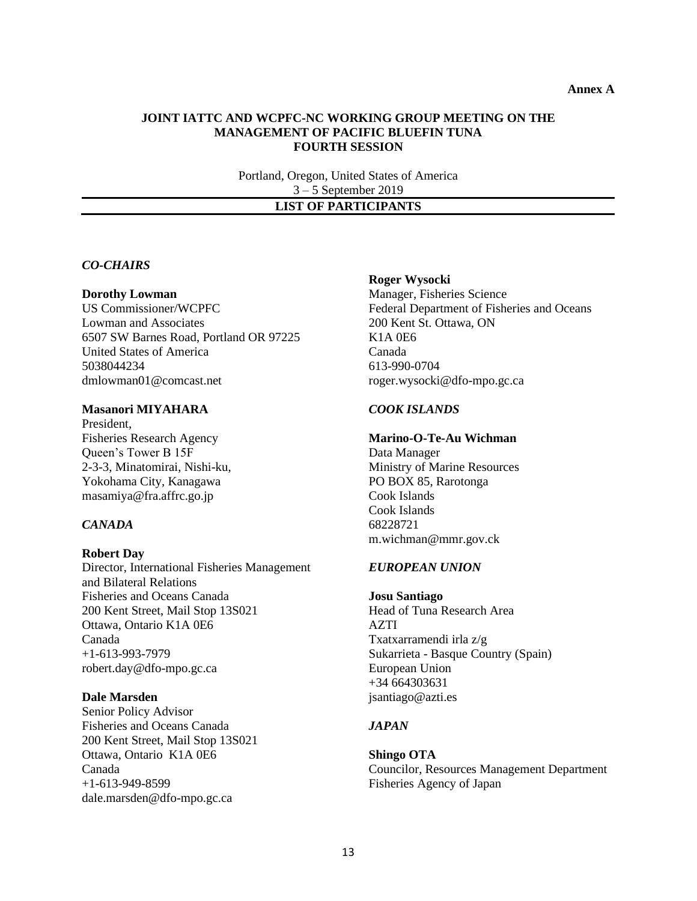**Annex A**

**JOINT IATTC AND WCPFC-NC WORKING GROUP MEETING ON THE MANAGEMENT OF PACIFIC BLUEFIN TUNA**
**FOURTH SESSION**

Portland, Oregon, United States of America
3 – 5 September 2019

**LIST OF PARTICIPANTS**

### *CO-CHAIRS*

**Dorothy Lowman**
US Commissioner/WCPFC
Lowman and Associates
6507 SW Barnes Road, Portland OR 97225
United States of America
5038044234
dmlowman01@comcast.net

**Masanori MIYAHARA**
President,
Fisheries Research Agency
Queen's Tower B 15F
2-3-3, Minatomirai, Nishi-ku,
Yokohama City, Kanagawa
masamiya@fra.affrc.go.jp

### *CANADA*

**Robert Day**
Director, International Fisheries Management and Bilateral Relations
Fisheries and Oceans Canada
200 Kent Street, Mail Stop 13S021
Ottawa, Ontario K1A 0E6
Canada
+1-613-993-7979
robert.day@dfo-mpo.gc.ca

**Dale Marsden**
Senior Policy Advisor
Fisheries and Oceans Canada
200 Kent Street, Mail Stop 13S021
Ottawa, Ontario K1A 0E6
Canada
+1-613-949-8599
dale.marsden@dfo-mpo.gc.ca

**Roger Wysocki**
Manager, Fisheries Science
Federal Department of Fisheries and Oceans
200 Kent St. Ottawa, ON
K1A 0E6
Canada
613-990-0704
roger.wysocki@dfo-mpo.gc.ca

### *COOK ISLANDS*

**Marino-O-Te-Au Wichman**
Data Manager
Ministry of Marine Resources
PO BOX 85, Rarotonga
Cook Islands
Cook Islands
68228721
m.wichman@mmr.gov.ck

### *EUROPEAN UNION*

**Josu Santiago**
Head of Tuna Research Area
AZTI
Txatxarramendi irla z/g
Sukarrieta - Basque Country (Spain)
European Union
+34 664303631
jsantiago@azti.es

### *JAPAN*

**Shingo OTA**
Councilor, Resources Management Department
Fisheries Agency of Japan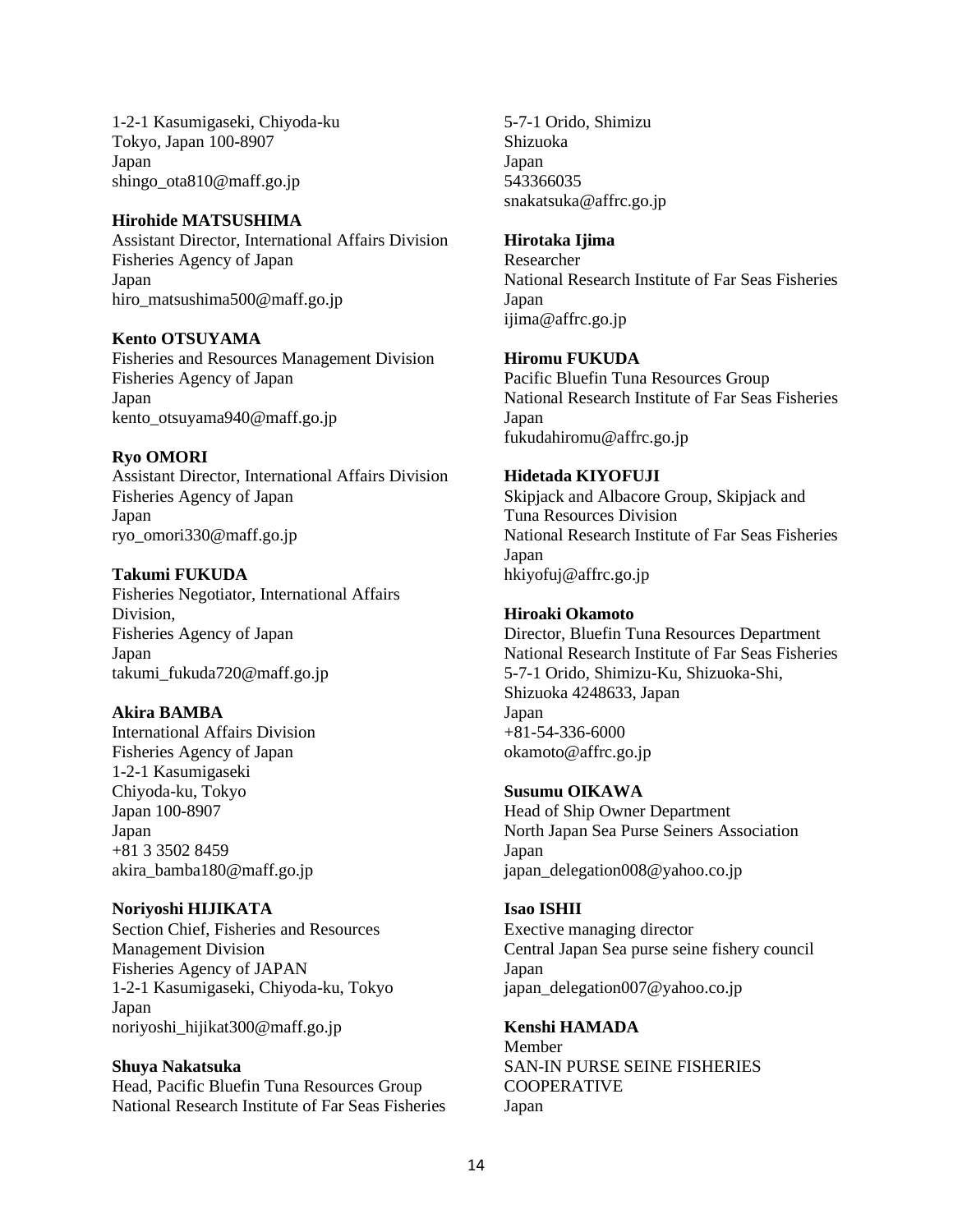1-2-1 Kasumigaseki, Chiyoda-ku
Tokyo, Japan 100-8907
Japan
shingo_ota810@maff.go.jp

**Hirohide MATSUSHIMA**
Assistant Director, International Affairs Division
Fisheries Agency of Japan
Japan
hiro_matsushima500@maff.go.jp

**Kento OTSUYAMA**
Fisheries and Resources Management Division
Fisheries Agency of Japan
Japan
kento_otsuyama940@maff.go.jp

**Ryo OMORI**
Assistant Director, International Affairs Division
Fisheries Agency of Japan
Japan
ryo_omori330@maff.go.jp

**Takumi FUKUDA**
Fisheries Negotiator, International Affairs Division,
Fisheries Agency of Japan
Japan
takumi_fukuda720@maff.go.jp

**Akira BAMBA**
International Affairs Division
Fisheries Agency of Japan
1-2-1 Kasumigaseki
Chiyoda-ku, Tokyo
Japan 100-8907
Japan
+81 3 3502 8459
akira_bamba180@maff.go.jp

**Noriyoshi HIJIKATA**
Section Chief, Fisheries and Resources Management Division
Fisheries Agency of JAPAN
1-2-1 Kasumigaseki, Chiyoda-ku, Tokyo
Japan
noriyoshi_hijikat300@maff.go.jp

**Shuya Nakatsuka**
Head, Pacific Bluefin Tuna Resources Group
National Research Institute of Far Seas Fisheries
5-7-1 Orido, Shimizu
Shizuoka
Japan
543366035
snakatsuka@affrc.go.jp

**Hirotaka Ijima**
Researcher
National Research Institute of Far Seas Fisheries
Japan
ijima@affrc.go.jp

**Hiromu FUKUDA**
Pacific Bluefin Tuna Resources Group
National Research Institute of Far Seas Fisheries
Japan
fukudahiromu@affrc.go.jp

**Hidetada KIYOFUJI**
Skipjack and Albacore Group, Skipjack and Tuna Resources Division
National Research Institute of Far Seas Fisheries
Japan
hkiyofuj@affrc.go.jp

**Hiroaki Okamoto**
Director, Bluefin Tuna Resources Department
National Research Institute of Far Seas Fisheries
5-7-1 Orido, Shimizu-Ku, Shizuoka-Shi,
Shizuoka 4248633, Japan
Japan
+81-54-336-6000
okamoto@affrc.go.jp

**Susumu OIKAWA**
Head of Ship Owner Department
North Japan Sea Purse Seiners Association
Japan
japan_delegation008@yahoo.co.jp

**Isao ISHII**
Exective managing director
Central Japan Sea purse seine fishery council
Japan
japan_delegation007@yahoo.co.jp

**Kenshi HAMADA**
Member
SAN-IN PURSE SEINE FISHERIES COOPERATIVE
Japan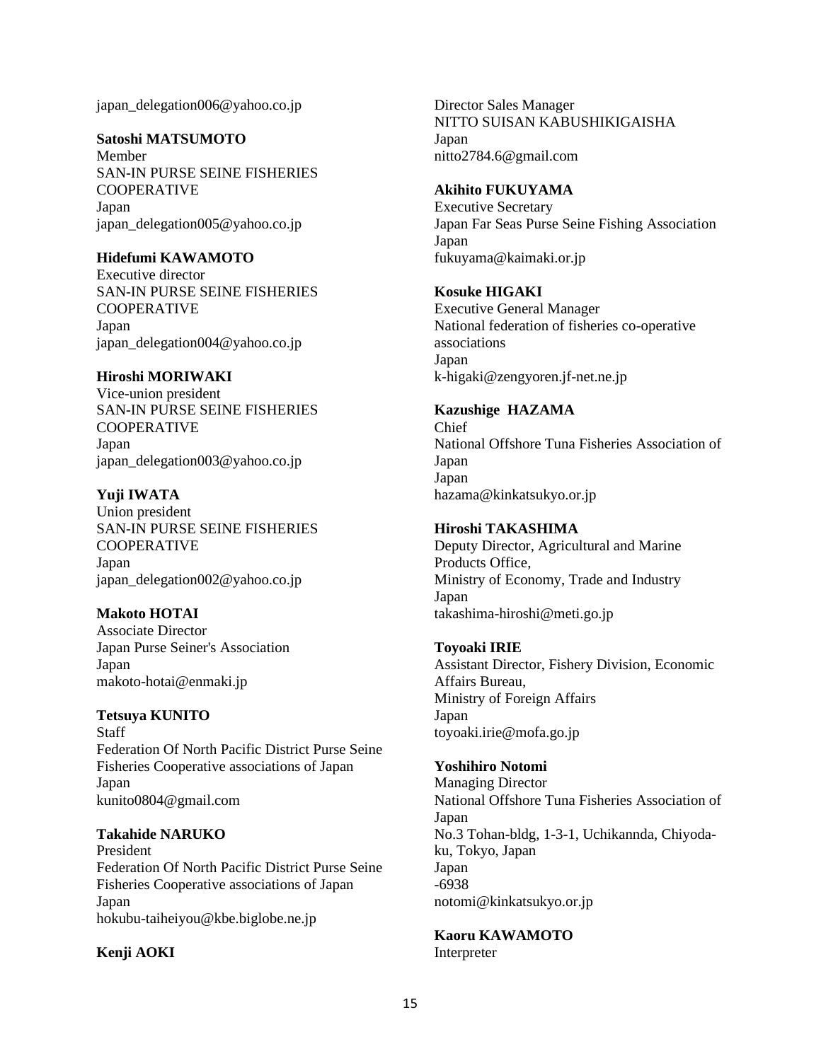japan_delegation006@yahoo.co.jp

**Satoshi MATSUMOTO**
Member
SAN-IN PURSE SEINE FISHERIES COOPERATIVE
Japan
japan_delegation005@yahoo.co.jp

**Hidefumi KAWAMOTO**
Executive director
SAN-IN PURSE SEINE FISHERIES COOPERATIVE
Japan
japan_delegation004@yahoo.co.jp

**Hiroshi MORIWAKI**
Vice-union president
SAN-IN PURSE SEINE FISHERIES COOPERATIVE
Japan
japan_delegation003@yahoo.co.jp

**Yuji IWATA**
Union president
SAN-IN PURSE SEINE FISHERIES COOPERATIVE
Japan
japan_delegation002@yahoo.co.jp

**Makoto HOTAI**
Associate Director
Japan Purse Seiner's Association
Japan
makoto-hotai@enmaki.jp

**Tetsuya KUNITO**
Staff
Federation Of North Pacific District Purse Seine Fisheries Cooperative associations of Japan
Japan
kunito0804@gmail.com

**Takahide NARUKO**
President
Federation Of North Pacific District Purse Seine Fisheries Cooperative associations of Japan
Japan
hokubu-taiheiyou@kbe.biglobe.ne.jp

**Kenji AOKI**
Director Sales Manager
NITTO SUISAN KABUSHIKIGAISHA
Japan
nitto2784.6@gmail.com

**Akihito FUKUYAMA**
Executive Secretary
Japan Far Seas Purse Seine Fishing Association
Japan
fukuyama@kaimaki.or.jp

**Kosuke HIGAKI**
Executive General Manager
National federation of fisheries co-operative associations
Japan
k-higaki@zengyoren.jf-net.ne.jp

**Kazushige HAZAMA**
Chief
National Offshore Tuna Fisheries Association of Japan
Japan
hazama@kinkatsukyo.or.jp

**Hiroshi TAKASHIMA**
Deputy Director, Agricultural and Marine Products Office,
Ministry of Economy, Trade and Industry
Japan
takashima-hiroshi@meti.go.jp

**Toyoaki IRIE**
Assistant Director, Fishery Division, Economic Affairs Bureau,
Ministry of Foreign Affairs
Japan
toyoaki.irie@mofa.go.jp

**Yoshihiro Notomi**
Managing Director
National Offshore Tuna Fisheries Association of Japan
No.3 Tohan-bldg, 1-3-1, Uchikannda, Chiyoda-ku, Tokyo, Japan
Japan
-6938
notomi@kinkatsukyo.or.jp

**Kaoru KAWAMOTO**
Interpreter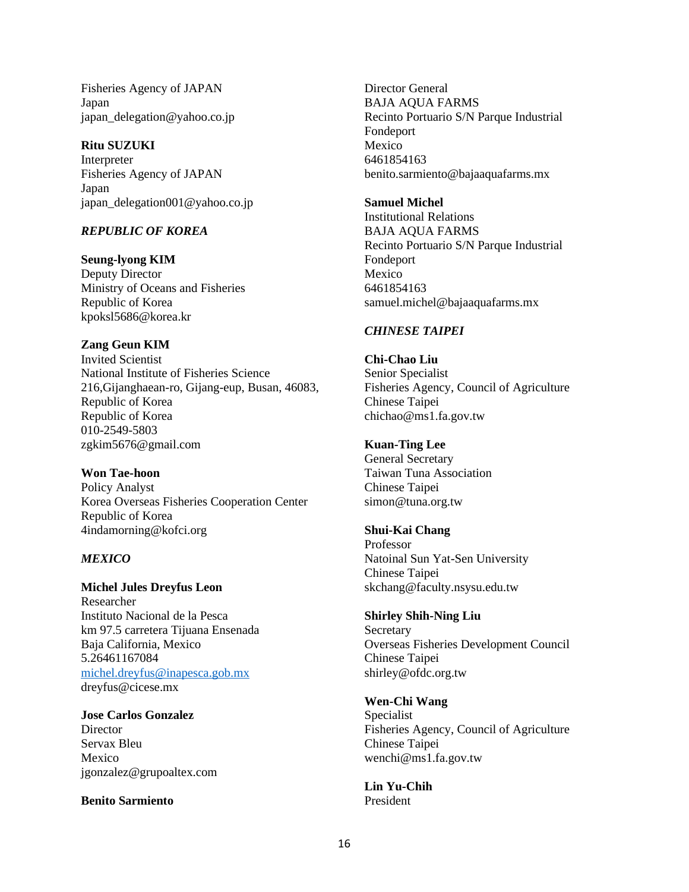Fisheries Agency of JAPAN
Japan
japan_delegation@yahoo.co.jp

**Ritu SUZUKI**
Interpreter
Fisheries Agency of JAPAN
Japan
japan_delegation001@yahoo.co.jp

***REPUBLIC OF KOREA***

**Seung-lyong KIM**
Deputy Director
Ministry of Oceans and Fisheries
Republic of Korea
kpoksl5686@korea.kr

**Zang Geun KIM**
Invited Scientist
National Institute of Fisheries Science
216,Gijanghaean-ro, Gijang-eup, Busan, 46083,
Republic of Korea
Republic of Korea
010-2549-5803
zgkim5676@gmail.com

**Won Tae-hoon**
Policy Analyst
Korea Overseas Fisheries Cooperation Center
Republic of Korea
4indamorning@kofci.org

***MEXICO***

**Michel Jules Dreyfus Leon**
Researcher
Instituto Nacional de la Pesca
km 97.5 carretera Tijuana Ensenada
Baja California, Mexico
5.26461167084
michel.dreyfus@inapesca.gob.mx
dreyfus@cicese.mx

**Jose Carlos Gonzalez**
Director
Servax Bleu
Mexico
jgonzalez@grupoaltex.com

**Benito Sarmiento**
Director General
BAJA AQUA FARMS
Recinto Portuario S/N Parque Industrial
Fondeport
Mexico
6461854163
benito.sarmiento@bajaaquafarms.mx

**Samuel Michel**
Institutional Relations
BAJA AQUA FARMS
Recinto Portuario S/N Parque Industrial
Fondeport
Mexico
6461854163
samuel.michel@bajaaquafarms.mx

***CHINESE TAIPEI***

**Chi-Chao Liu**
Senior Specialist
Fisheries Agency, Council of Agriculture
Chinese Taipei
chichao@ms1.fa.gov.tw

**Kuan-Ting Lee**
General Secretary
Taiwan Tuna Association
Chinese Taipei
simon@tuna.org.tw

**Shui-Kai Chang**
Professor
Natoinal Sun Yat-Sen University
Chinese Taipei
skchang@faculty.nsysu.edu.tw

**Shirley Shih-Ning Liu**
Secretary
Overseas Fisheries Development Council
Chinese Taipei
shirley@ofdc.org.tw

**Wen-Chi Wang**
Specialist
Fisheries Agency, Council of Agriculture
Chinese Taipei
wenchi@ms1.fa.gov.tw

**Lin Yu-Chih**
President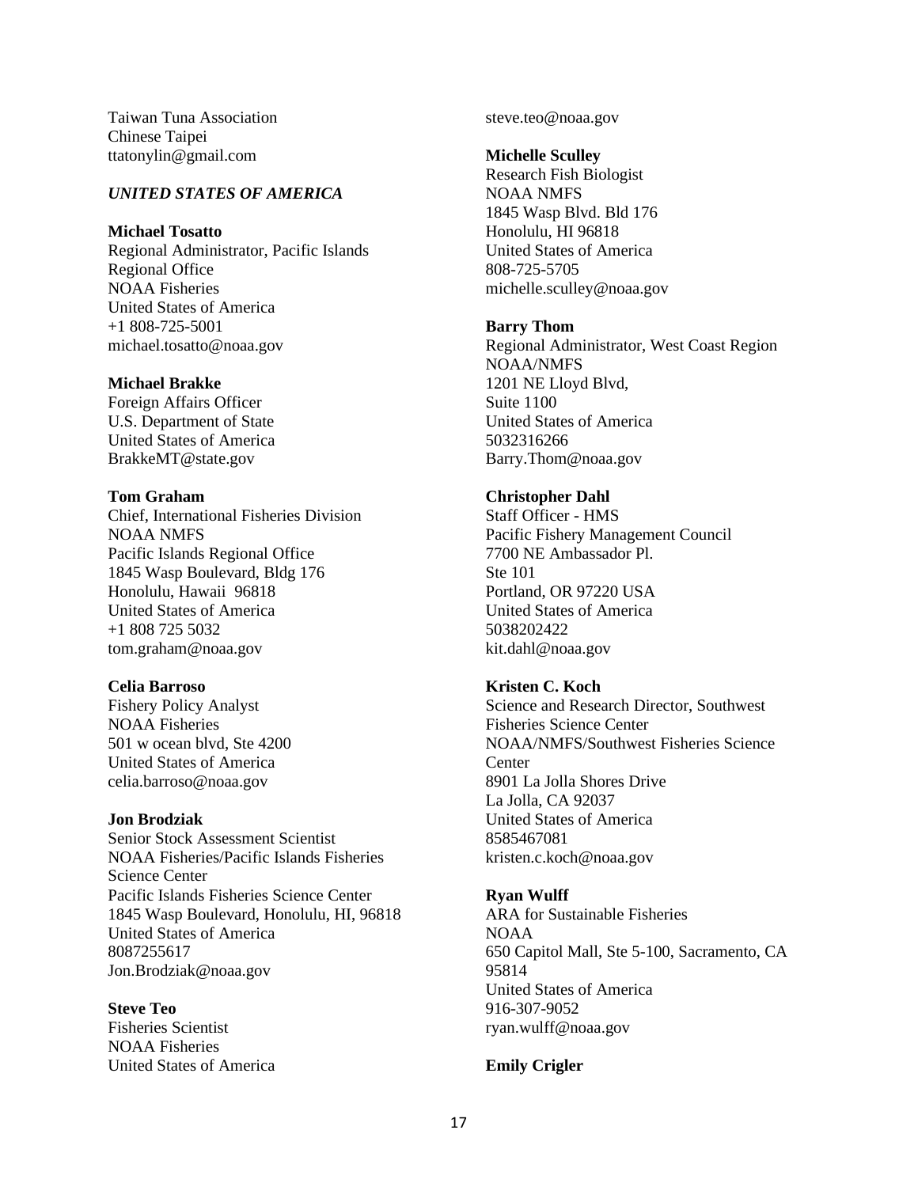Taiwan Tuna Association
Chinese Taipei
ttatonylin@gmail.com

### *UNITED STATES OF AMERICA*

**Michael Tosatto**
Regional Administrator, Pacific Islands Regional Office
NOAA Fisheries
United States of America
+1 808-725-5001
michael.tosatto@noaa.gov

**Michael Brakke**
Foreign Affairs Officer
U.S. Department of State
United States of America
BrakkeMT@state.gov

**Tom Graham**
Chief, International Fisheries Division
NOAA NMFS
Pacific Islands Regional Office
1845 Wasp Boulevard, Bldg 176
Honolulu, Hawaii 96818
United States of America
+1 808 725 5032
tom.graham@noaa.gov

**Celia Barroso**
Fishery Policy Analyst
NOAA Fisheries
501 w ocean blvd, Ste 4200
United States of America
celia.barroso@noaa.gov

**Jon Brodziak**
Senior Stock Assessment Scientist
NOAA Fisheries/Pacific Islands Fisheries Science Center
Pacific Islands Fisheries Science Center
1845 Wasp Boulevard, Honolulu, HI, 96818
United States of America
8087255617
Jon.Brodziak@noaa.gov

**Steve Teo**
Fisheries Scientist
NOAA Fisheries
United States of America
steve.teo@noaa.gov

**Michelle Sculley**
Research Fish Biologist
NOAA NMFS
1845 Wasp Blvd. Bld 176
Honolulu, HI 96818
United States of America
808-725-5705
michelle.sculley@noaa.gov

**Barry Thom**
Regional Administrator, West Coast Region
NOAA/NMFS
1201 NE Lloyd Blvd,
Suite 1100
United States of America
5032316266
Barry.Thom@noaa.gov

**Christopher Dahl**
Staff Officer - HMS
Pacific Fishery Management Council
7700 NE Ambassador Pl.
Ste 101
Portland, OR 97220 USA
United States of America
5038202422
kit.dahl@noaa.gov

**Kristen C. Koch**
Science and Research Director, Southwest Fisheries Science Center
NOAA/NMFS/Southwest Fisheries Science Center
8901 La Jolla Shores Drive
La Jolla, CA 92037
United States of America
8585467081
kristen.c.koch@noaa.gov

**Ryan Wulff**
ARA for Sustainable Fisheries
NOAA
650 Capitol Mall, Ste 5-100, Sacramento, CA 95814
United States of America
916-307-9052
ryan.wulff@noaa.gov

**Emily Crigler**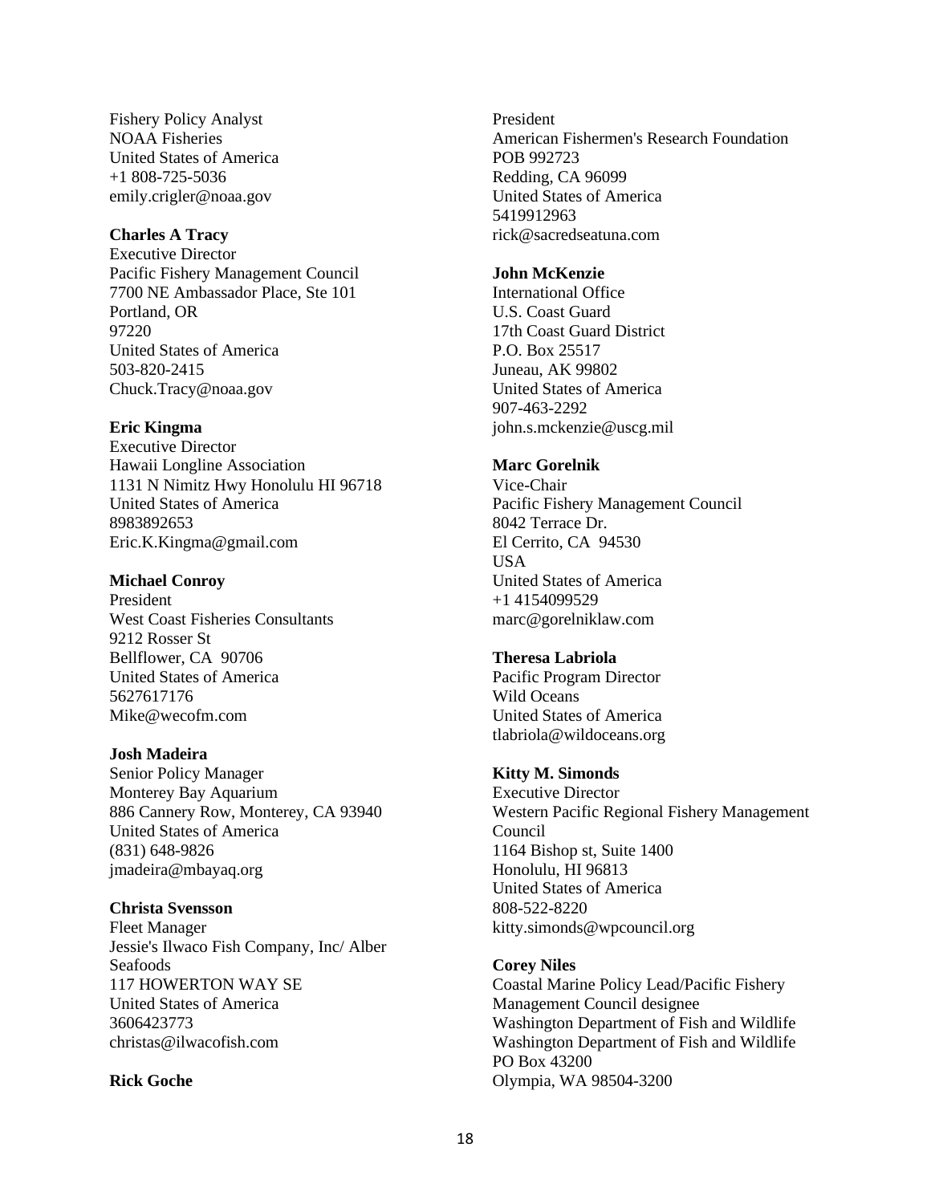Fishery Policy Analyst
NOAA Fisheries
United States of America
+1 808-725-5036
emily.crigler@noaa.gov

**Charles A Tracy**
Executive Director
Pacific Fishery Management Council
7700 NE Ambassador Place, Ste 101
Portland, OR
97220
United States of America
503-820-2415
Chuck.Tracy@noaa.gov

**Eric Kingma**
Executive Director
Hawaii Longline Association
1131 N Nimitz Hwy Honolulu HI 96718
United States of America
8983892653
Eric.K.Kingma@gmail.com

**Michael Conroy**
President
West Coast Fisheries Consultants
9212 Rosser St
Bellflower, CA 90706
United States of America
5627617176
Mike@wecofm.com

**Josh Madeira**
Senior Policy Manager
Monterey Bay Aquarium
886 Cannery Row, Monterey, CA 93940
United States of America
(831) 648-9826
jmadeira@mbayaq.org

**Christa Svensson**
Fleet Manager
Jessie's Ilwaco Fish Company, Inc/ Alber Seafoods
117 HOWERTON WAY SE
United States of America
3606423773
christas@ilwacofish.com

**Rick Goche**
President
American Fishermen's Research Foundation
POB 992723
Redding, CA 96099
United States of America
5419912963
rick@sacredseatuna.com

**John McKenzie**
International Office
U.S. Coast Guard
17th Coast Guard District
P.O. Box 25517
Juneau, AK 99802
United States of America
907-463-2292
john.s.mckenzie@uscg.mil

**Marc Gorelnik**
Vice-Chair
Pacific Fishery Management Council
8042 Terrace Dr.
El Cerrito, CA 94530
USA
United States of America
+1 4154099529
marc@gorelniklaw.com

**Theresa Labriola**
Pacific Program Director
Wild Oceans
United States of America
tlabriola@wildoceans.org

**Kitty M. Simonds**
Executive Director
Western Pacific Regional Fishery Management Council
1164 Bishop st, Suite 1400
Honolulu, HI 96813
United States of America
808-522-8220
kitty.simonds@wpcouncil.org

**Corey Niles**
Coastal Marine Policy Lead/Pacific Fishery Management Council designee
Washington Department of Fish and Wildlife
Washington Department of Fish and Wildlife
PO Box 43200
Olympia, WA 98504-3200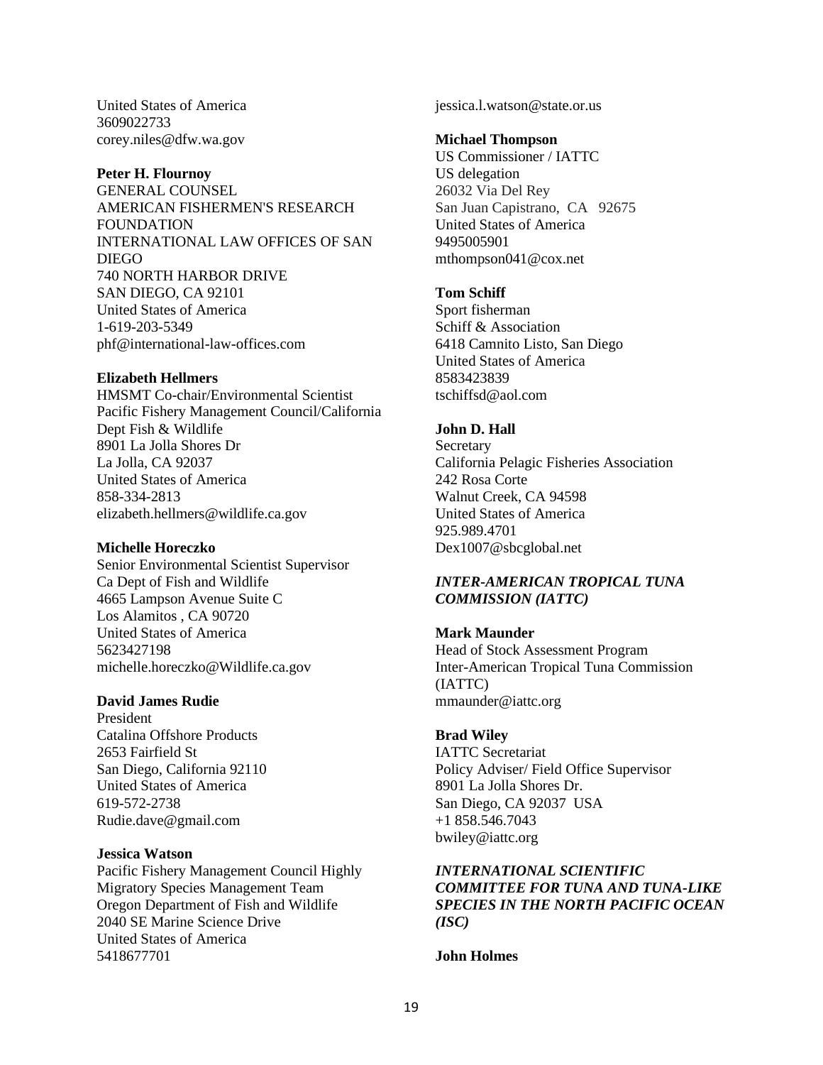United States of America
3609022733
corey.niles@dfw.wa.gov

**Peter H. Flournoy**
GENERAL COUNSEL
AMERICAN FISHERMEN'S RESEARCH FOUNDATION
INTERNATIONAL LAW OFFICES OF SAN DIEGO
740 NORTH HARBOR DRIVE
SAN DIEGO, CA 92101
United States of America
1-619-203-5349
phf@international-law-offices.com

**Elizabeth Hellmers**
HMSMT Co-chair/Environmental Scientist
Pacific Fishery Management Council/California Dept Fish & Wildlife
8901 La Jolla Shores Dr
La Jolla, CA 92037
United States of America
858-334-2813
elizabeth.hellmers@wildlife.ca.gov

**Michelle Horeczko**
Senior Environmental Scientist Supervisor
Ca Dept of Fish and Wildlife
4665 Lampson Avenue Suite C
Los Alamitos , CA 90720
United States of America
5623427198
michelle.horeczko@Wildlife.ca.gov

**David James Rudie**
President
Catalina Offshore Products
2653 Fairfield St
San Diego, California 92110
United States of America
619-572-2738
Rudie.dave@gmail.com

**Jessica Watson**
Pacific Fishery Management Council Highly Migratory Species Management Team
Oregon Department of Fish and Wildlife
2040 SE Marine Science Drive
United States of America
5418677701
jessica.l.watson@state.or.us

**Michael Thompson**
US Commissioner / IATTC
US delegation
26032 Via Del Rey
San Juan Capistrano, CA 92675
United States of America
9495005901
mthompson041@cox.net

**Tom Schiff**
Sport fisherman
Schiff & Association
6418 Camnito Listo, San Diego
United States of America
8583423839
tschiffsd@aol.com

**John D. Hall**
Secretary
California Pelagic Fisheries Association
242 Rosa Corte
Walnut Creek, CA 94598
United States of America
925.989.4701
Dex1007@sbcglobal.net

***INTER-AMERICAN TROPICAL TUNA COMMISSION (IATTC)***

**Mark Maunder**
Head of Stock Assessment Program
Inter-American Tropical Tuna Commission (IATTC)
mmaunder@iattc.org

**Brad Wiley**
IATTC Secretariat
Policy Adviser/ Field Office Supervisor
8901 La Jolla Shores Dr.
San Diego, CA 92037 USA
+1 858.546.7043
bwiley@iattc.org

***INTERNATIONAL SCIENTIFIC COMMITTEE FOR TUNA AND TUNA-LIKE SPECIES IN THE NORTH PACIFIC OCEAN (ISC)***

**John Holmes**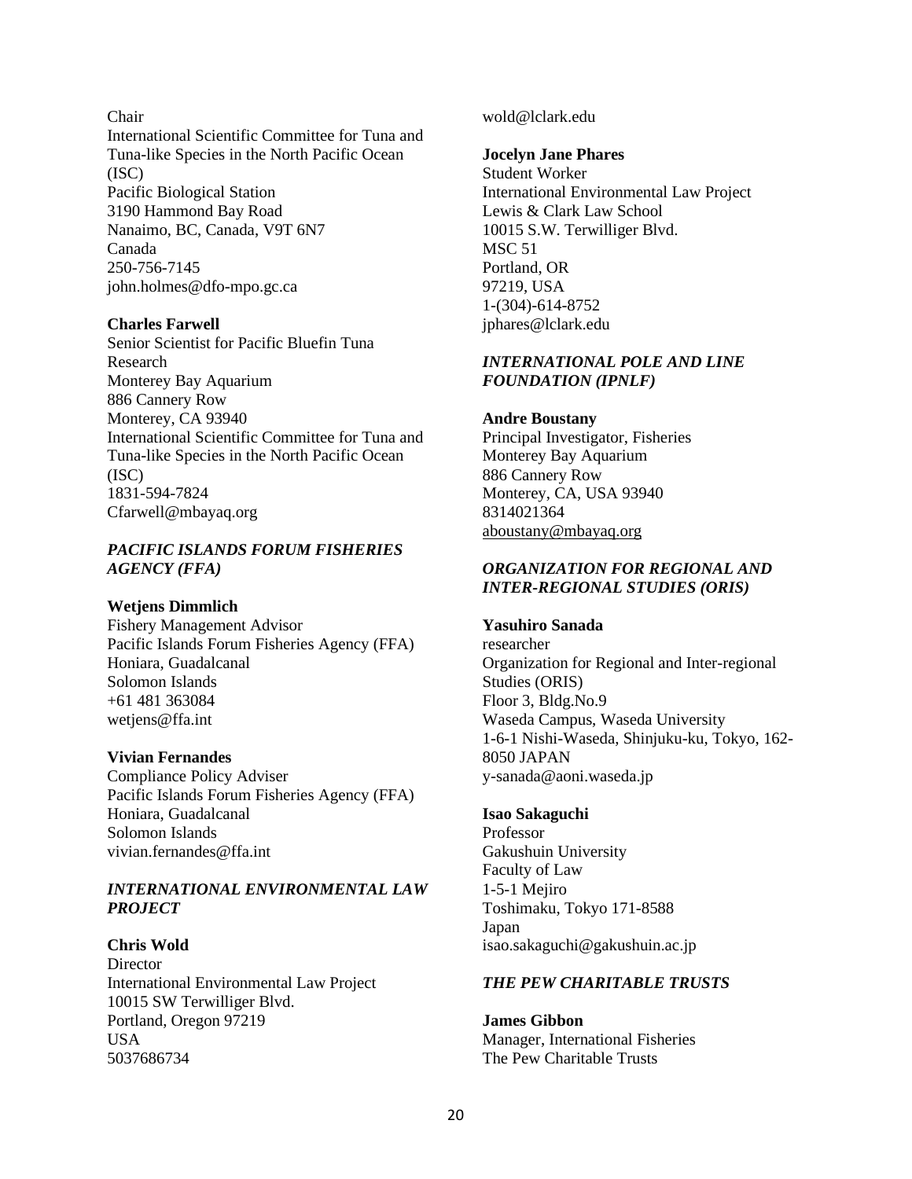Chair
International Scientific Committee for Tuna and Tuna-like Species in the North Pacific Ocean (ISC)
Pacific Biological Station
3190 Hammond Bay Road
Nanaimo, BC, Canada, V9T 6N7
Canada
250-756-7145
john.holmes@dfo-mpo.gc.ca

**Charles Farwell**
Senior Scientist for Pacific Bluefin Tuna Research
Monterey Bay Aquarium
886 Cannery Row
Monterey, CA 93940
International Scientific Committee for Tuna and Tuna-like Species in the North Pacific Ocean (ISC)
1831-594-7824
Cfarwell@mbayaq.org

### *PACIFIC ISLANDS FORUM FISHERIES AGENCY (FFA)*

**Wetjens Dimmlich**
Fishery Management Advisor
Pacific Islands Forum Fisheries Agency (FFA)
Honiara, Guadalcanal
Solomon Islands
+61 481 363084
wetjens@ffa.int

**Vivian Fernandes**
Compliance Policy Adviser
Pacific Islands Forum Fisheries Agency (FFA)
Honiara, Guadalcanal
Solomon Islands
vivian.fernandes@ffa.int

### *INTERNATIONAL ENVIRONMENTAL LAW PROJECT*

**Chris Wold**
Director
International Environmental Law Project
10015 SW Terwilliger Blvd.
Portland, Oregon 97219
USA
5037686734
wold@lclark.edu

**Jocelyn Jane Phares**
Student Worker
International Environmental Law Project
Lewis & Clark Law School
10015 S.W. Terwilliger Blvd.
MSC 51
Portland, OR
97219, USA
1-(304)-614-8752
jphares@lclark.edu

### *INTERNATIONAL POLE AND LINE FOUNDATION (IPNLF)*

**Andre Boustany**
Principal Investigator, Fisheries
Monterey Bay Aquarium
886 Cannery Row
Monterey, CA, USA 93940
8314021364
aboustany@mbayaq.org

### *ORGANIZATION FOR REGIONAL AND INTER-REGIONAL STUDIES (ORIS)*

**Yasuhiro Sanada**
researcher
Organization for Regional and Inter-regional Studies (ORIS)
Floor 3, Bldg.No.9
Waseda Campus, Waseda University
1-6-1 Nishi-Waseda, Shinjuku-ku, Tokyo, 162-8050 JAPAN
y-sanada@aoni.waseda.jp

**Isao Sakaguchi**
Professor
Gakushuin University
Faculty of Law
1-5-1 Mejiro
Toshimaku, Tokyo 171-8588
Japan
isao.sakaguchi@gakushuin.ac.jp

### *THE PEW CHARITABLE TRUSTS*

**James Gibbon**
Manager, International Fisheries
The Pew Charitable Trusts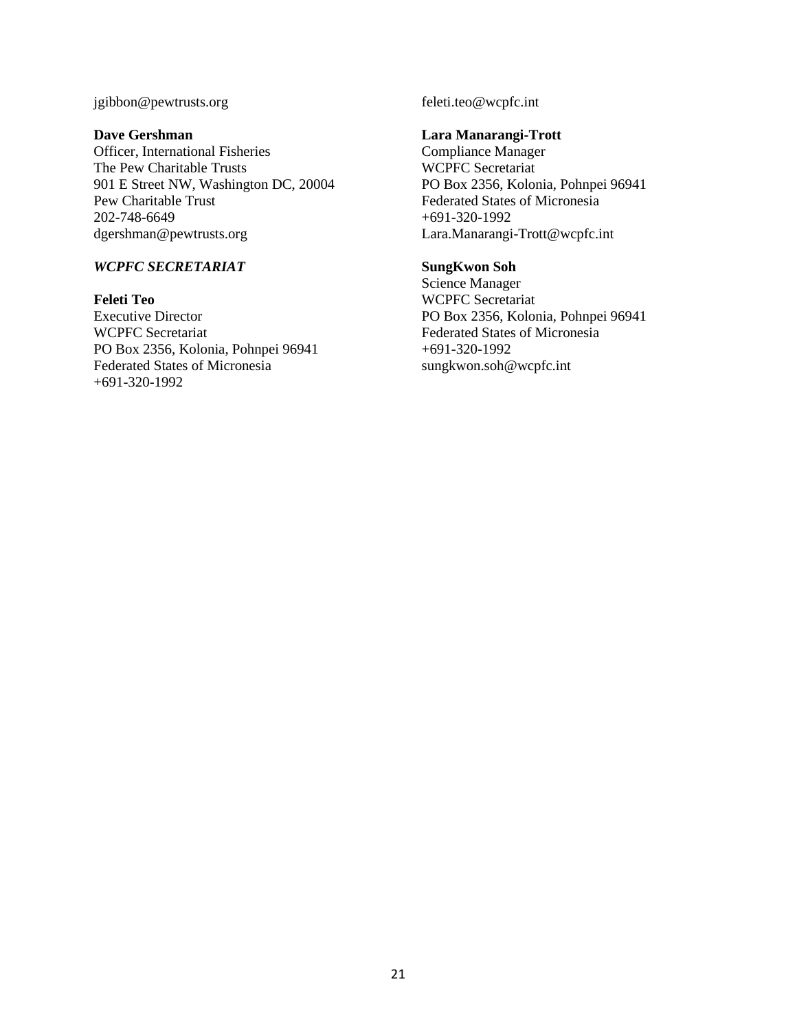jgibbon@pewtrusts.org

**Dave Gershman**
Officer, International Fisheries
The Pew Charitable Trusts
901 E Street NW, Washington DC, 20004
Pew Charitable Trust
202-748-6649
dgershman@pewtrusts.org

***WCPFC SECRETARIAT***

**Feleti Teo**
Executive Director
WCPFC Secretariat
PO Box 2356, Kolonia, Pohnpei 96941
Federated States of Micronesia
+691-320-1992
feleti.teo@wcpfc.int

**Lara Manarangi-Trott**
Compliance Manager
WCPFC Secretariat
PO Box 2356, Kolonia, Pohnpei 96941
Federated States of Micronesia
+691-320-1992
Lara.Manarangi-Trott@wcpfc.int

**SungKwon Soh**
Science Manager
WCPFC Secretariat
PO Box 2356, Kolonia, Pohnpei 96941
Federated States of Micronesia
+691-320-1992
sungkwon.soh@wcpfc.int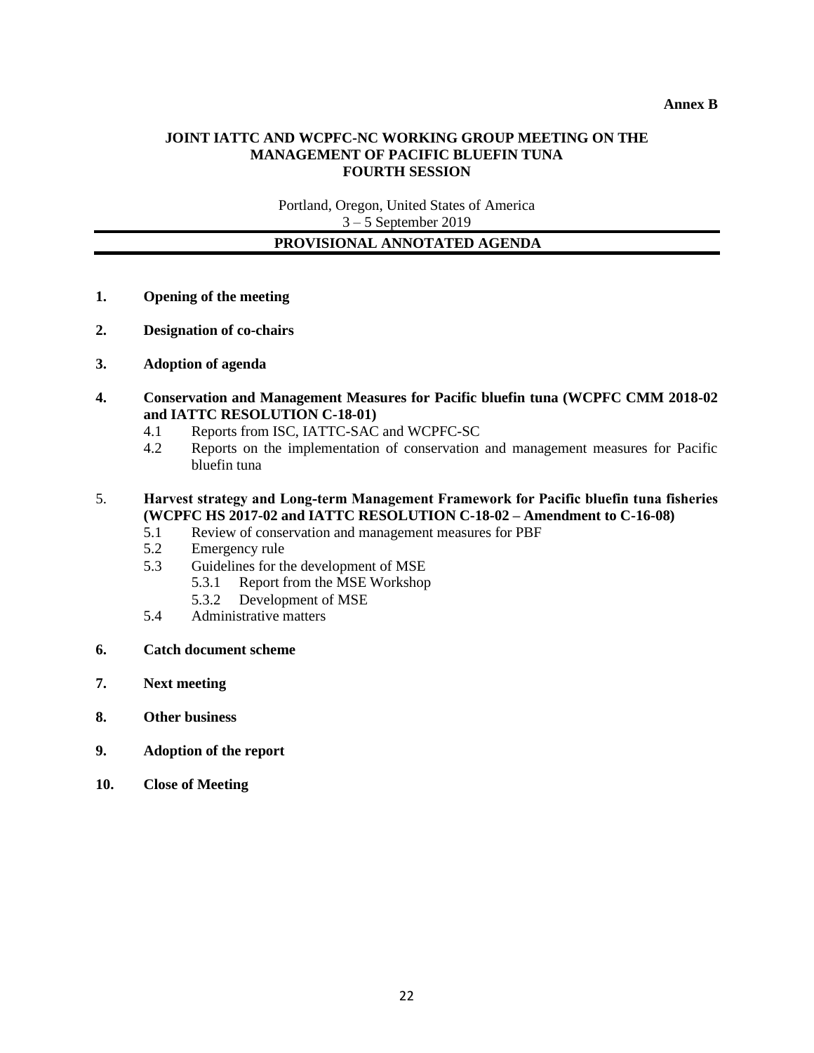**Annex B**

# JOINT IATTC AND WCPFC-NC WORKING GROUP MEETING ON THE MANAGEMENT OF PACIFIC BLUEFIN TUNA FOURTH SESSION

Portland, Oregon, United States of America
3 – 5 September 2019

## PROVISIONAL ANNOTATED AGENDA

**1. Opening of the meeting**

**2. Designation of co-chairs**

**3. Adoption of agenda**

**4. Conservation and Management Measures for Pacific bluefin tuna (WCPFC CMM 2018-02 and IATTC RESOLUTION C-18-01)**

- 4.1 Reports from ISC, IATTC-SAC and WCPFC-SC
- 4.2 Reports on the implementation of conservation and management measures for Pacific bluefin tuna

5. **Harvest strategy and Long-term Management Framework for Pacific bluefin tuna fisheries (WCPFC HS 2017-02 and IATTC RESOLUTION C-18-02 – Amendment to C-16-08)**

- 5.1 Review of conservation and management measures for PBF
- 5.2 Emergency rule
- 5.3 Guidelines for the development of MSE
  - 5.3.1 Report from the MSE Workshop
  - 5.3.2 Development of MSE
- 5.4 Administrative matters

**6. Catch document scheme**

**7. Next meeting**

**8. Other business**

**9. Adoption of the report**

**10. Close of Meeting**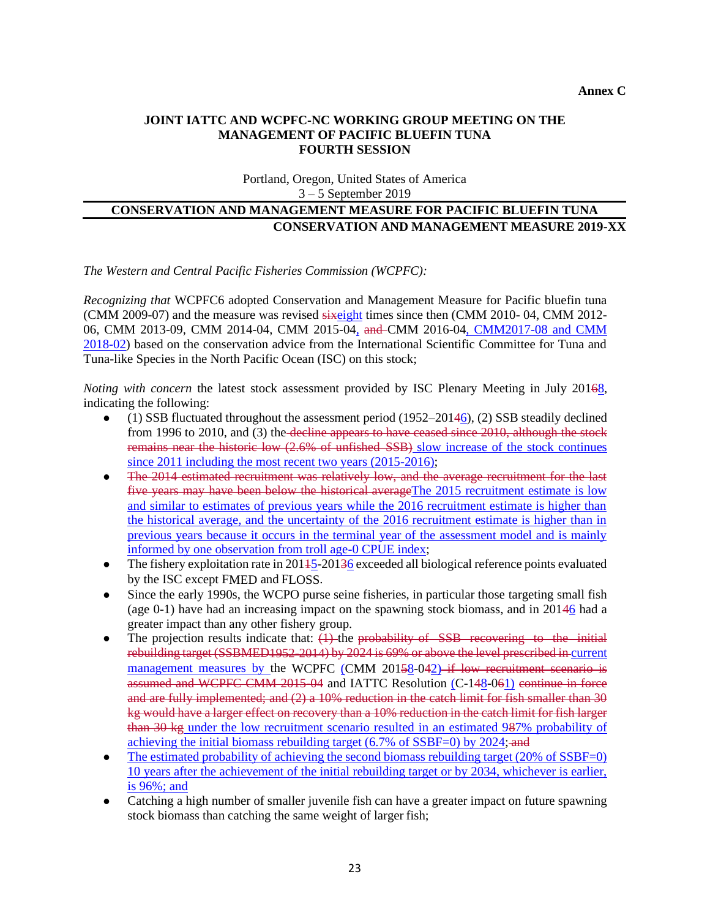**Annex C**

**JOINT IATTC AND WCPFC-NC WORKING GROUP MEETING ON THE MANAGEMENT OF PACIFIC BLUEFIN TUNA**
**FOURTH SESSION**

Portland, Oregon, United States of America
3 – 5 September 2019

**CONSERVATION AND MANAGEMENT MEASURE FOR PACIFIC BLUEFIN TUNA**

**CONSERVATION AND MANAGEMENT MEASURE 2019-XX**

*The Western and Central Pacific Fisheries Commission (WCPFC):*

*Recognizing that* WCPFC6 adopted Conservation and Management Measure for Pacific bluefin tuna (CMM 2009-07) and the measure was revised ~~six~~eight times since then (CMM 2010- 04, CMM 2012-06, CMM 2013-09, CMM 2014-04, CMM 2015-04, ~~and~~ CMM 2016-04, CMM2017-08 and CMM 2018-02) based on the conservation advice from the International Scientific Committee for Tuna and Tuna-like Species in the North Pacific Ocean (ISC) on this stock;

*Noting with concern* the latest stock assessment provided by ISC Plenary Meeting in July 201~~6~~8, indicating the following:

- (1) SSB fluctuated throughout the assessment period (1952–201~~4~~6), (2) SSB steadily declined from 1996 to 2010, and (3) the ~~decline appears to have ceased since 2010, although the stock remains near the historic low (2.6% of unfished SSB)~~ slow increase of the stock continues since 2011 including the most recent two years (2015-2016);
- ~~The 2014 estimated recruitment was relatively low, and the average recruitment for the last five years may have been below the historical average~~The 2015 recruitment estimate is low and similar to estimates of previous years while the 2016 recruitment estimate is higher than the historical average, and the uncertainty of the 2016 recruitment estimate is higher than in previous years because it occurs in the terminal year of the assessment model and is mainly informed by one observation from troll age-0 CPUE index;
- The fishery exploitation rate in 201~~1~~5-201~~3~~6 exceeded all biological reference points evaluated by the ISC except FMED and FLOSS.
- Since the early 1990s, the WCPO purse seine fisheries, in particular those targeting small fish (age 0-1) have had an increasing impact on the spawning stock biomass, and in 201~~4~~6 had a greater impact than any other fishery group.
- The projection results indicate that: ~~(1)~~ the ~~probability of SSB recovering to the initial rebuilding target (SSBMED1952-2014) by 2024 is 69% or above the level prescribed in~~ current management measures by the WCPFC (CMM 201~~5~~8-0~~4~~2) ~~if low recruitment scenario is assumed and WCPFC CMM 2015-04~~ and IATTC Resolution (C-1~~4~~8-0~~6~~1) ~~continue in force and are fully implemented; and (2) a 10% reduction in the catch limit for fish smaller than 30 kg would have a larger effect on recovery than a 10% reduction in the catch limit for fish larger than 30 kg~~ under the low recruitment scenario resulted in an estimated 9~~8~~7% probability of achieving the initial biomass rebuilding target (6.7% of SSBF=0) by 2024; ~~and~~
- The estimated probability of achieving the second biomass rebuilding target (20% of SSBF=0) 10 years after the achievement of the initial rebuilding target or by 2034, whichever is earlier, is 96%; and
- Catching a high number of smaller juvenile fish can have a greater impact on future spawning stock biomass than catching the same weight of larger fish;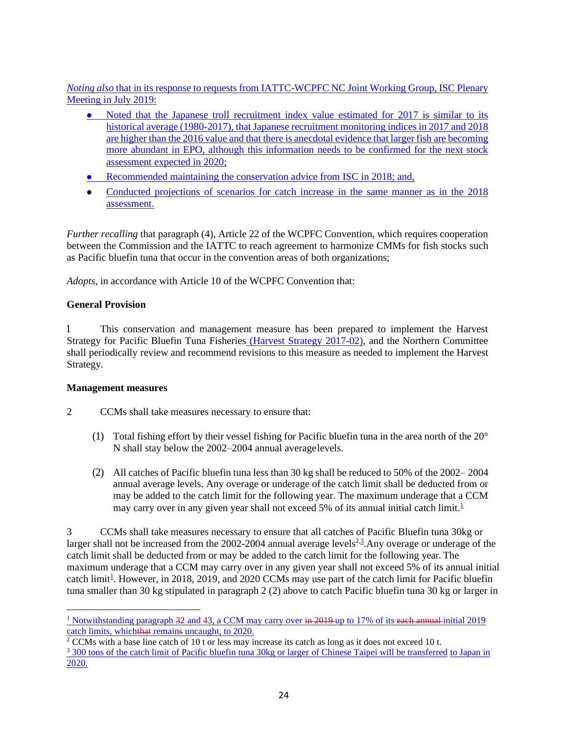*Noting also* that in its response to requests from IATTC-WCPFC NC Joint Working Group, ISC Plenary Meeting in July 2019:

- Noted that the Japanese troll recruitment index value estimated for 2017 is similar to its historical average (1980-2017), that Japanese recruitment monitoring indices in 2017 and 2018 are higher than the 2016 value and that there is anecdotal evidence that larger fish are becoming more abundant in EPO, although this information needs to be confirmed for the next stock assessment expected in 2020;
- Recommended maintaining the conservation advice from ISC in 2018; and,
- Conducted projections of scenarios for catch increase in the same manner as in the 2018 assessment.

*Further recalling* that paragraph (4), Article 22 of the WCPFC Convention, which requires cooperation between the Commission and the IATTC to reach agreement to harmonize CMMs for fish stocks such as Pacific bluefin tuna that occur in the convention areas of both organizations;

*Adopts*, in accordance with Article 10 of the WCPFC Convention that:

**General Provision**

1 This conservation and management measure has been prepared to implement the Harvest Strategy for Pacific Bluefin Tuna Fisheries (Harvest Strategy 2017-02), and the Northern Committee shall periodically review and recommend revisions to this measure as needed to implement the Harvest Strategy.

**Management measures**

2 CCMs shall take measures necessary to ensure that:

(1) Total fishing effort by their vessel fishing for Pacific bluefin tuna in the area north of the 20° N shall stay below the 2002–2004 annual average levels.

(2) All catches of Pacific bluefin tuna less than 30 kg shall be reduced to 50% of the 2002– 2004 annual average levels. Any overage or underage of the catch limit shall be deducted from or may be added to the catch limit for the following year. The maximum underage that a CCM may carry over in any given year shall not exceed 5% of its annual initial catch limit.[1]

3 CCMs shall take measures necessary to ensure that all catches of Pacific Bluefin tuna 30kg or larger shall not be increased from the 2002-2004 annual average levels[2,3]. Any overage or underage of the catch limit shall be deducted from or may be added to the catch limit for the following year. The maximum underage that a CCM may carry over in any given year shall not exceed 5% of its annual initial catch limit[1]. However, in 2018, 2019, and 2020 CCMs may use part of the catch limit for Pacific bluefin tuna smaller than 30 kg stipulated in paragraph 2 (2) above to catch Pacific bluefin tuna 30 kg or larger in

---

[1] Notwithstanding paragraph 32 and 43, a CCM may carry over in 2019 up to 17% of its each annual initial 2019 catch limits, whichthat remains uncaught, to 2020.

[2] CCMs with a base line catch of 10 t or less may increase its catch as long as it does not exceed 10 t.

[3] 300 tons of the catch limit of Pacific bluefin tuna 30kg or larger of Chinese Taipei will be transferred to Japan in 2020.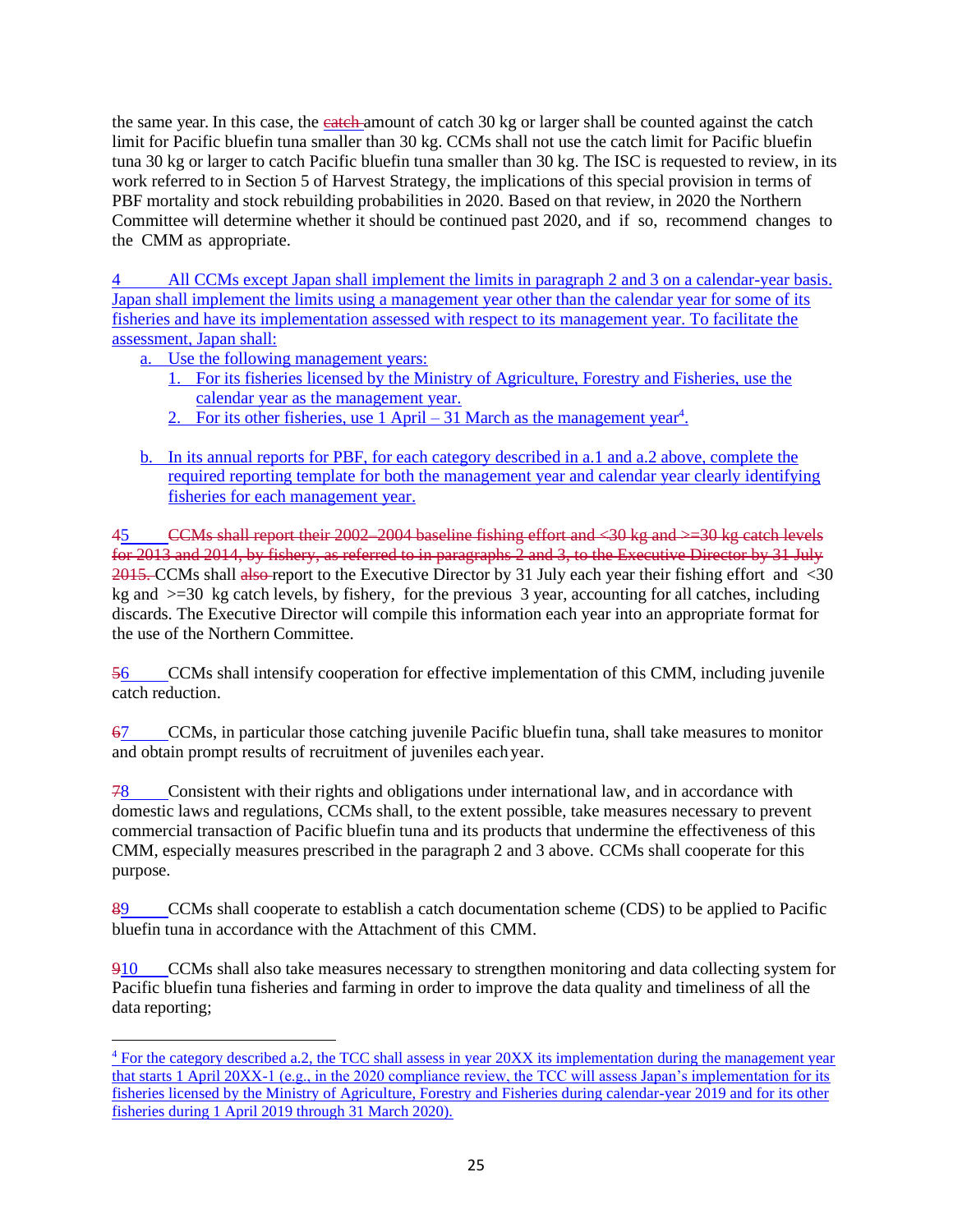the same year. In this case, the ~~catch~~ amount of catch 30 kg or larger shall be counted against the catch limit for Pacific bluefin tuna smaller than 30 kg. CCMs shall not use the catch limit for Pacific bluefin tuna 30 kg or larger to catch Pacific bluefin tuna smaller than 30 kg. The ISC is requested to review, in its work referred to in Section 5 of Harvest Strategy, the implications of this special provision in terms of PBF mortality and stock rebuilding probabilities in 2020. Based on that review, in 2020 the Northern Committee will determine whether it should be continued past 2020, and if so, recommend changes to the CMM as appropriate.

4 All CCMs except Japan shall implement the limits in paragraph 2 and 3 on a calendar-year basis. Japan shall implement the limits using a management year other than the calendar year for some of its fisheries and have its implementation assessed with respect to its management year. To facilitate the assessment, Japan shall:

a. Use the following management years:
   1. For its fisheries licensed by the Ministry of Agriculture, Forestry and Fisheries, use the calendar year as the management year.
   2. For its other fisheries, use 1 April – 31 March as the management year[4].

b. In its annual reports for PBF, for each category described in a.1 and a.2 above, complete the required reporting template for both the management year and calendar year clearly identifying fisheries for each management year.

~~4~~5 ~~CCMs shall report their 2002–2004 baseline fishing effort and <30 kg and >=30 kg catch levels for 2013 and 2014, by fishery, as referred to in paragraphs 2 and 3, to the Executive Director by 31 July 2015.~~ CCMs shall ~~also~~ report to the Executive Director by 31 July each year their fishing effort and <30 kg and >=30 kg catch levels, by fishery, for the previous 3 year, accounting for all catches, including discards. The Executive Director will compile this information each year into an appropriate format for the use of the Northern Committee.

~~5~~6 CCMs shall intensify cooperation for effective implementation of this CMM, including juvenile catch reduction.

~~6~~7 CCMs, in particular those catching juvenile Pacific bluefin tuna, shall take measures to monitor and obtain prompt results of recruitment of juveniles each year.

~~7~~8 Consistent with their rights and obligations under international law, and in accordance with domestic laws and regulations, CCMs shall, to the extent possible, take measures necessary to prevent commercial transaction of Pacific bluefin tuna and its products that undermine the effectiveness of this CMM, especially measures prescribed in the paragraph 2 and 3 above. CCMs shall cooperate for this purpose.

~~8~~9 CCMs shall cooperate to establish a catch documentation scheme (CDS) to be applied to Pacific bluefin tuna in accordance with the Attachment of this CMM.

~~9~~10 CCMs shall also take measures necessary to strengthen monitoring and data collecting system for Pacific bluefin tuna fisheries and farming in order to improve the data quality and timeliness of all the data reporting;

---

[4] For the category described a.2, the TCC shall assess in year 20XX its implementation during the management year that starts 1 April 20XX-1 (e.g., in the 2020 compliance review, the TCC will assess Japan's implementation for its fisheries licensed by the Ministry of Agriculture, Forestry and Fisheries during calendar-year 2019 and for its other fisheries during 1 April 2019 through 31 March 2020).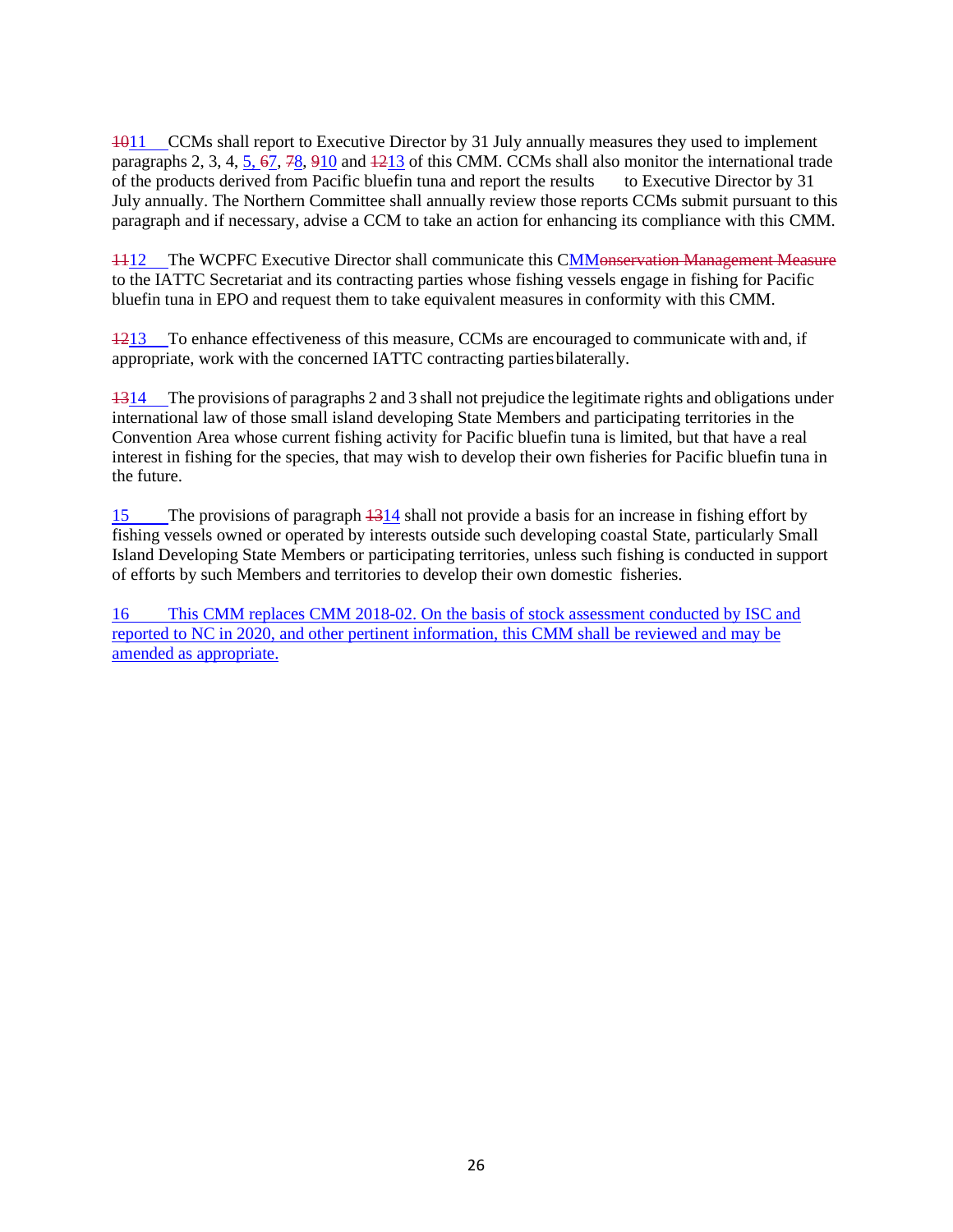~~10~~11 CCMs shall report to Executive Director by 31 July annually measures they used to implement paragraphs 2, 3, 4, 5, ~~6~~7, ~~7~~8, ~~9~~10 and ~~12~~13 of this CMM. CCMs shall also monitor the international trade of the products derived from Pacific bluefin tuna and report the results to Executive Director by 31 July annually. The Northern Committee shall annually review those reports CCMs submit pursuant to this paragraph and if necessary, advise a CCM to take an action for enhancing its compliance with this CMM.

~~11~~12 The WCPFC Executive Director shall communicate this CMM~~onservation Management Measure~~ to the IATTC Secretariat and its contracting parties whose fishing vessels engage in fishing for Pacific bluefin tuna in EPO and request them to take equivalent measures in conformity with this CMM.

~~12~~13 To enhance effectiveness of this measure, CCMs are encouraged to communicate with and, if appropriate, work with the concerned IATTC contracting parties bilaterally.

~~13~~14 The provisions of paragraphs 2 and 3 shall not prejudice the legitimate rights and obligations under international law of those small island developing State Members and participating territories in the Convention Area whose current fishing activity for Pacific bluefin tuna is limited, but that have a real interest in fishing for the species, that may wish to develop their own fisheries for Pacific bluefin tuna in the future.

15 The provisions of paragraph ~~13~~14 shall not provide a basis for an increase in fishing effort by fishing vessels owned or operated by interests outside such developing coastal State, particularly Small Island Developing State Members or participating territories, unless such fishing is conducted in support of efforts by such Members and territories to develop their own domestic fisheries.

16 This CMM replaces CMM 2018-02. On the basis of stock assessment conducted by ISC and reported to NC in 2020, and other pertinent information, this CMM shall be reviewed and may be amended as appropriate.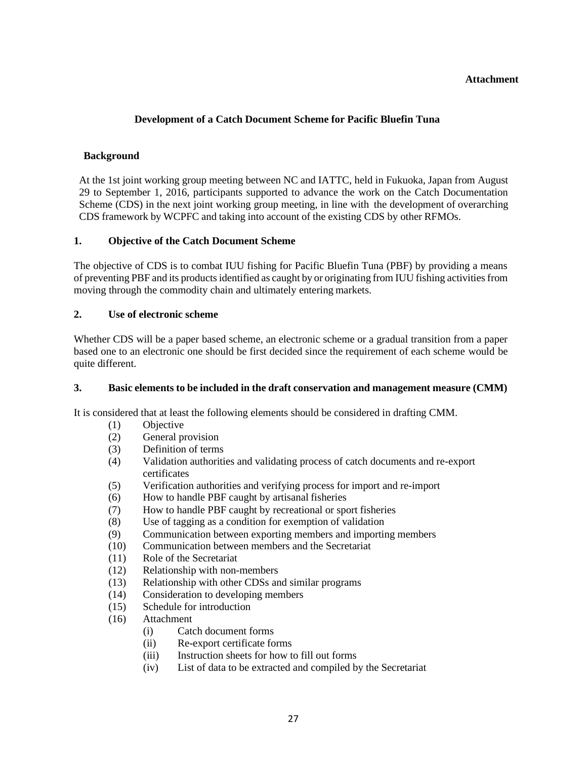**Attachment**

## Development of a Catch Document Scheme for Pacific Bluefin Tuna

### Background

At the 1st joint working group meeting between NC and IATTC, held in Fukuoka, Japan from August 29 to September 1, 2016, participants supported to advance the work on the Catch Documentation Scheme (CDS) in the next joint working group meeting, in line with the development of overarching CDS framework by WCPFC and taking into account of the existing CDS by other RFMOs.

### 1. Objective of the Catch Document Scheme

The objective of CDS is to combat IUU fishing for Pacific Bluefin Tuna (PBF) by providing a means of preventing PBF and its products identified as caught by or originating from IUU fishing activities from moving through the commodity chain and ultimately entering markets.

### 2. Use of electronic scheme

Whether CDS will be a paper based scheme, an electronic scheme or a gradual transition from a paper based one to an electronic one should be first decided since the requirement of each scheme would be quite different.

### 3. Basic elements to be included in the draft conservation and management measure (CMM)

It is considered that at least the following elements should be considered in drafting CMM.

- (1) Objective
- (2) General provision
- (3) Definition of terms
- (4) Validation authorities and validating process of catch documents and re-export certificates
- (5) Verification authorities and verifying process for import and re-import
- (6) How to handle PBF caught by artisanal fisheries
- (7) How to handle PBF caught by recreational or sport fisheries
- (8) Use of tagging as a condition for exemption of validation
- (9) Communication between exporting members and importing members
- (10) Communication between members and the Secretariat
- (11) Role of the Secretariat
- (12) Relationship with non-members
- (13) Relationship with other CDSs and similar programs
- (14) Consideration to developing members
- (15) Schedule for introduction
- (16) Attachment
  - (i) Catch document forms
  - (ii) Re-export certificate forms
  - (iii) Instruction sheets for how to fill out forms
  - (iv) List of data to be extracted and compiled by the Secretariat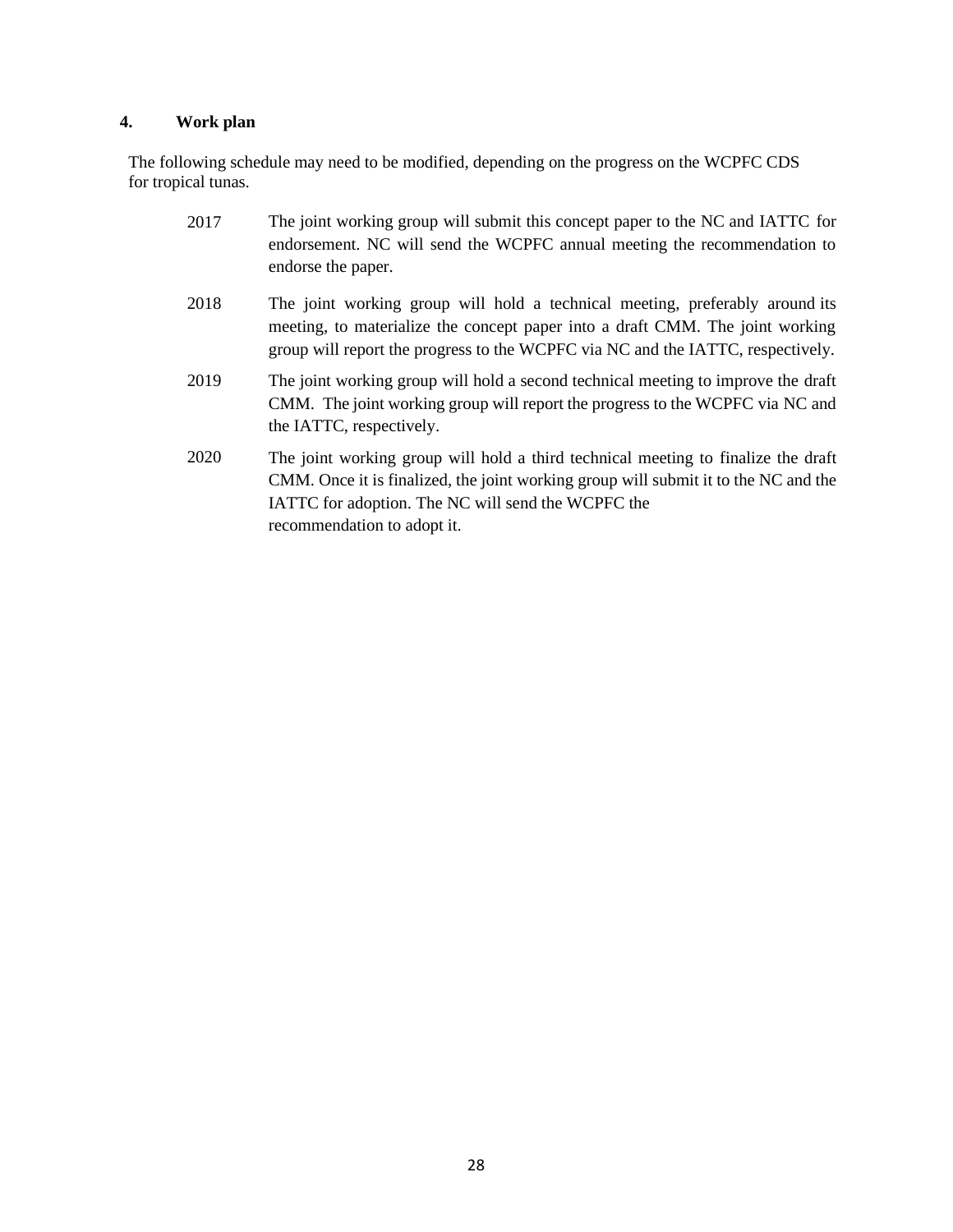## 4. Work plan

The following schedule may need to be modified, depending on the progress on the WCPFC CDS for tropical tunas.

2017 The joint working group will submit this concept paper to the NC and IATTC for endorsement. NC will send the WCPFC annual meeting the recommendation to endorse the paper.

2018 The joint working group will hold a technical meeting, preferably around its meeting, to materialize the concept paper into a draft CMM. The joint working group will report the progress to the WCPFC via NC and the IATTC, respectively.

2019 The joint working group will hold a second technical meeting to improve the draft CMM. The joint working group will report the progress to the WCPFC via NC and the IATTC, respectively.

2020 The joint working group will hold a third technical meeting to finalize the draft CMM. Once it is finalized, the joint working group will submit it to the NC and the IATTC for adoption. The NC will send the WCPFC the recommendation to adopt it.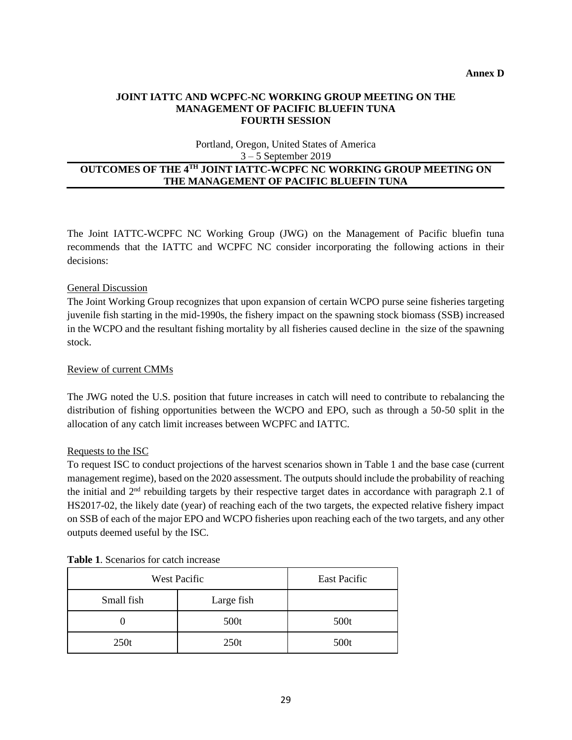**Annex D**

**JOINT IATTC AND WCPFC-NC WORKING GROUP MEETING ON THE MANAGEMENT OF PACIFIC BLUEFIN TUNA FOURTH SESSION**

Portland, Oregon, United States of America
3 – 5 September 2019

## OUTCOMES OF THE 4TH JOINT IATTC-WCPFC NC WORKING GROUP MEETING ON THE MANAGEMENT OF PACIFIC BLUEFIN TUNA

The Joint IATTC-WCPFC NC Working Group (JWG) on the Management of Pacific bluefin tuna recommends that the IATTC and WCPFC NC consider incorporating the following actions in their decisions:

General Discussion

The Joint Working Group recognizes that upon expansion of certain WCPO purse seine fisheries targeting juvenile fish starting in the mid-1990s, the fishery impact on the spawning stock biomass (SSB) increased in the WCPO and the resultant fishing mortality by all fisheries caused decline in the size of the spawning stock.

Review of current CMMs

The JWG noted the U.S. position that future increases in catch will need to contribute to rebalancing the distribution of fishing opportunities between the WCPO and EPO, such as through a 50-50 split in the allocation of any catch limit increases between WCPFC and IATTC.

Requests to the ISC

To request ISC to conduct projections of the harvest scenarios shown in Table 1 and the base case (current management regime), based on the 2020 assessment. The outputs should include the probability of reaching the initial and 2nd rebuilding targets by their respective target dates in accordance with paragraph 2.1 of HS2017-02, the likely date (year) of reaching each of the two targets, the expected relative fishery impact on SSB of each of the major EPO and WCPO fisheries upon reaching each of the two targets, and any other outputs deemed useful by the ISC.

**Table 1**. Scenarios for catch increase

| West Pacific | | East Pacific |
|---|---|---|
| Small fish | Large fish | |
| 0 | 500t | 500t |
| 250t | 250t | 500t |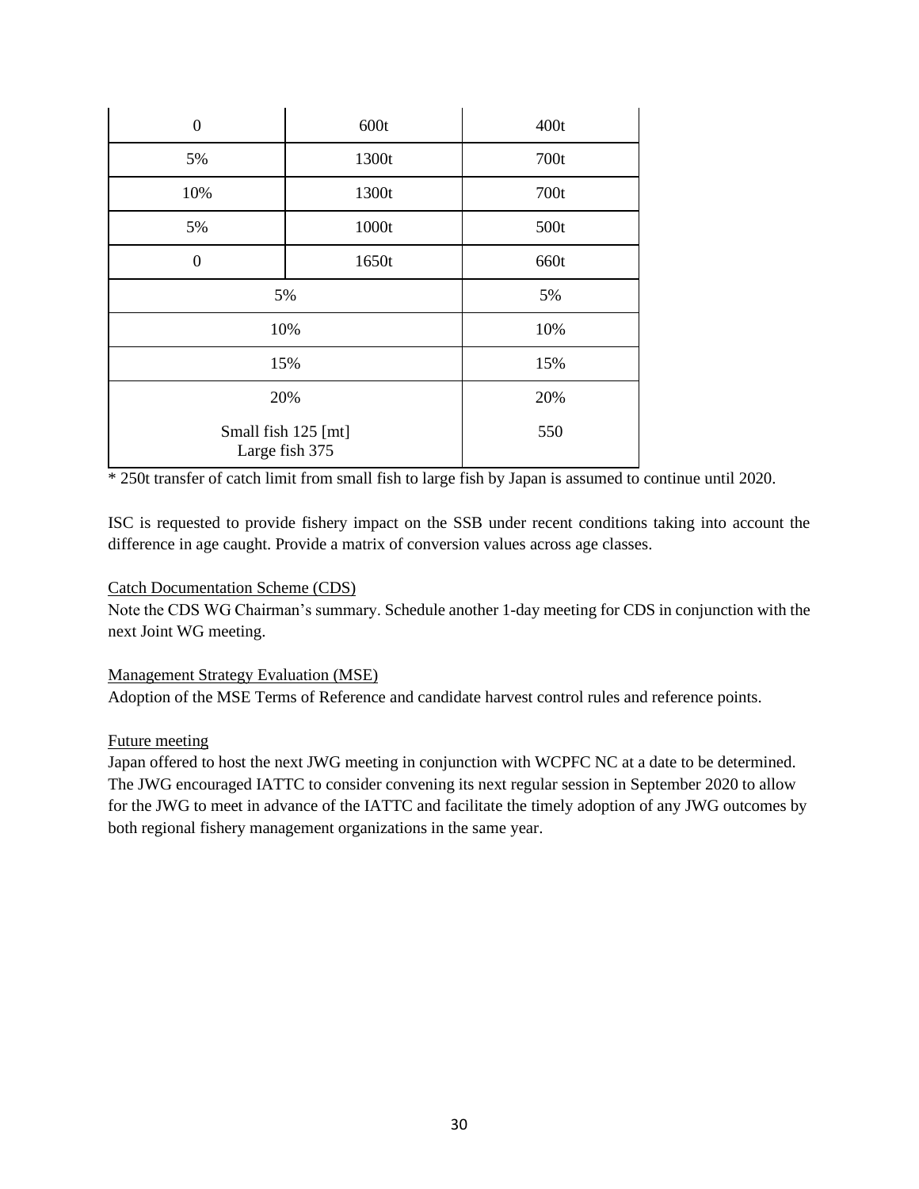| | | |
|---|---|---|
| 0 | 600t | 400t |
| 5% | 1300t | 700t |
| 10% | 1300t | 700t |
| 5% | 1000t | 500t |
| 0 | 1650t | 660t |
| 5% | | 5% |
| 10% | | 10% |
| 15% | | 15% |
| 20% | | 20% |
| Small fish 125 [mt] Large fish 375 | | 550 |

* 250t transfer of catch limit from small fish to large fish by Japan is assumed to continue until 2020.

ISC is requested to provide fishery impact on the SSB under recent conditions taking into account the difference in age caught. Provide a matrix of conversion values across age classes.

Catch Documentation Scheme (CDS)

Note the CDS WG Chairman's summary. Schedule another 1-day meeting for CDS in conjunction with the next Joint WG meeting.

Management Strategy Evaluation (MSE)

Adoption of the MSE Terms of Reference and candidate harvest control rules and reference points.

Future meeting

Japan offered to host the next JWG meeting in conjunction with WCPFC NC at a date to be determined. The JWG encouraged IATTC to consider convening its next regular session in September 2020 to allow for the JWG to meet in advance of the IATTC and facilitate the timely adoption of any JWG outcomes by both regional fishery management organizations in the same year.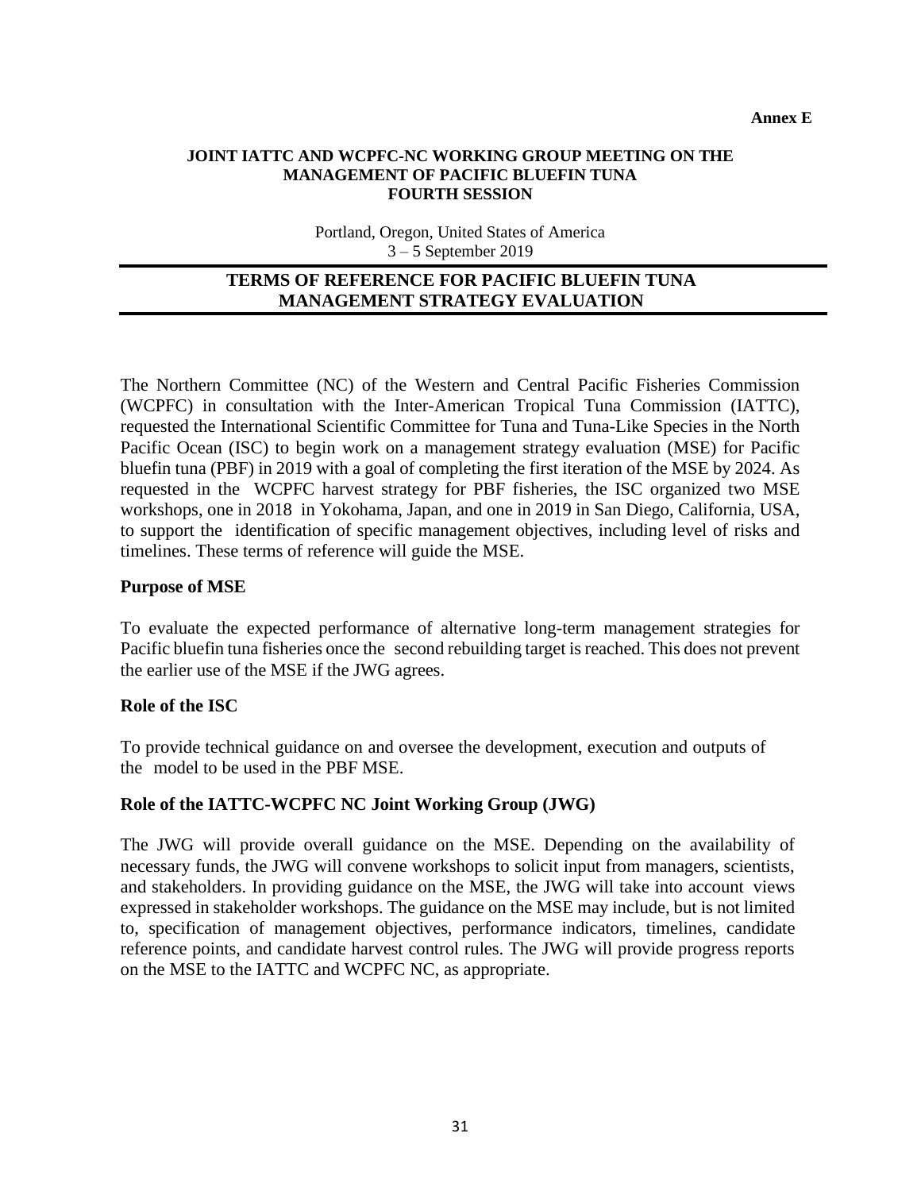**Annex E**

**JOINT IATTC AND WCPFC-NC WORKING GROUP MEETING ON THE MANAGEMENT OF PACIFIC BLUEFIN TUNA**
**FOURTH SESSION**

Portland, Oregon, United States of America
3 – 5 September 2019

# TERMS OF REFERENCE FOR PACIFIC BLUEFIN TUNA MANAGEMENT STRATEGY EVALUATION

The Northern Committee (NC) of the Western and Central Pacific Fisheries Commission (WCPFC) in consultation with the Inter-American Tropical Tuna Commission (IATTC), requested the International Scientific Committee for Tuna and Tuna-Like Species in the North Pacific Ocean (ISC) to begin work on a management strategy evaluation (MSE) for Pacific bluefin tuna (PBF) in 2019 with a goal of completing the first iteration of the MSE by 2024. As requested in the WCPFC harvest strategy for PBF fisheries, the ISC organized two MSE workshops, one in 2018 in Yokohama, Japan, and one in 2019 in San Diego, California, USA, to support the identification of specific management objectives, including level of risks and timelines. These terms of reference will guide the MSE.

## Purpose of MSE

To evaluate the expected performance of alternative long-term management strategies for Pacific bluefin tuna fisheries once the second rebuilding target is reached. This does not prevent the earlier use of the MSE if the JWG agrees.

## Role of the ISC

To provide technical guidance on and oversee the development, execution and outputs of the model to be used in the PBF MSE.

## Role of the IATTC-WCPFC NC Joint Working Group (JWG)

The JWG will provide overall guidance on the MSE. Depending on the availability of necessary funds, the JWG will convene workshops to solicit input from managers, scientists, and stakeholders. In providing guidance on the MSE, the JWG will take into account views expressed in stakeholder workshops. The guidance on the MSE may include, but is not limited to, specification of management objectives, performance indicators, timelines, candidate reference points, and candidate harvest control rules. The JWG will provide progress reports on the MSE to the IATTC and WCPFC NC, as appropriate.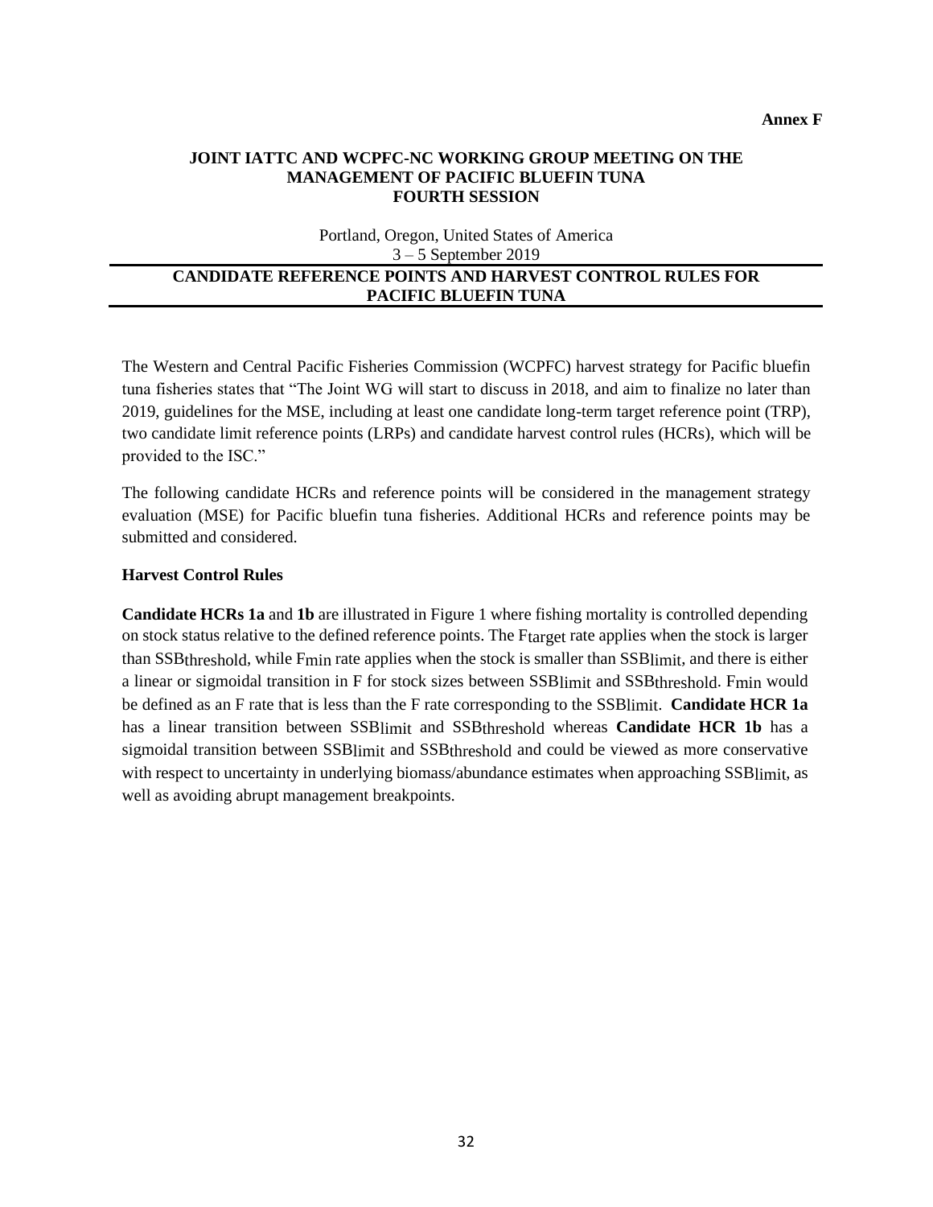**Annex F**

**JOINT IATTC AND WCPFC-NC WORKING GROUP MEETING ON THE MANAGEMENT OF PACIFIC BLUEFIN TUNA**
**FOURTH SESSION**

Portland, Oregon, United States of America
3 – 5 September 2019

# CANDIDATE REFERENCE POINTS AND HARVEST CONTROL RULES FOR PACIFIC BLUEFIN TUNA

The Western and Central Pacific Fisheries Commission (WCPFC) harvest strategy for Pacific bluefin tuna fisheries states that "The Joint WG will start to discuss in 2018, and aim to finalize no later than 2019, guidelines for the MSE, including at least one candidate long-term target reference point (TRP), two candidate limit reference points (LRPs) and candidate harvest control rules (HCRs), which will be provided to the ISC."

The following candidate HCRs and reference points will be considered in the management strategy evaluation (MSE) for Pacific bluefin tuna fisheries. Additional HCRs and reference points may be submitted and considered.

**Harvest Control Rules**

**Candidate HCRs 1a** and **1b** are illustrated in Figure 1 where fishing mortality is controlled depending on stock status relative to the defined reference points. The $F_{target}$ rate applies when the stock is larger than $SSB_{threshold}$, while $F_{min}$ rate applies when the stock is smaller than $SSB_{limit}$, and there is either a linear or sigmoidal transition in F for stock sizes between $SSB_{limit}$ and $SSB_{threshold}$. $F_{min}$ would be defined as an F rate that is less than the F rate corresponding to the $SSB_{limit}$. **Candidate HCR 1a** has a linear transition between $SSB_{limit}$ and $SSB_{threshold}$ whereas **Candidate HCR 1b** has a sigmoidal transition between $SSB_{limit}$ and $SSB_{threshold}$ and could be viewed as more conservative with respect to uncertainty in underlying biomass/abundance estimates when approaching $SSB_{limit}$, as well as avoiding abrupt management breakpoints.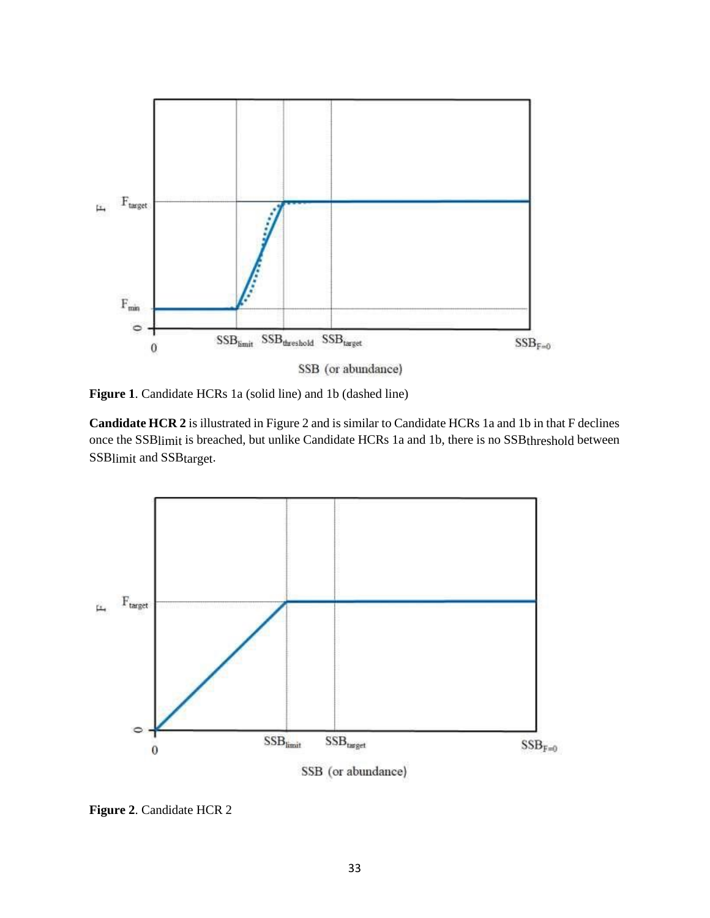**Figure 1**. Candidate HCRs 1a (solid line) and 1b (dashed line)

**Candidate HCR 2** is illustrated in Figure 2 and is similar to Candidate HCRs 1a and 1b in that F declines once the $SSB_{limit}$ is breached, but unlike Candidate HCRs 1a and 1b, there is no $SSB_{threshold}$ between $SSB_{limit}$ and $SSB_{target}$.

**Figure 2**. Candidate HCR 2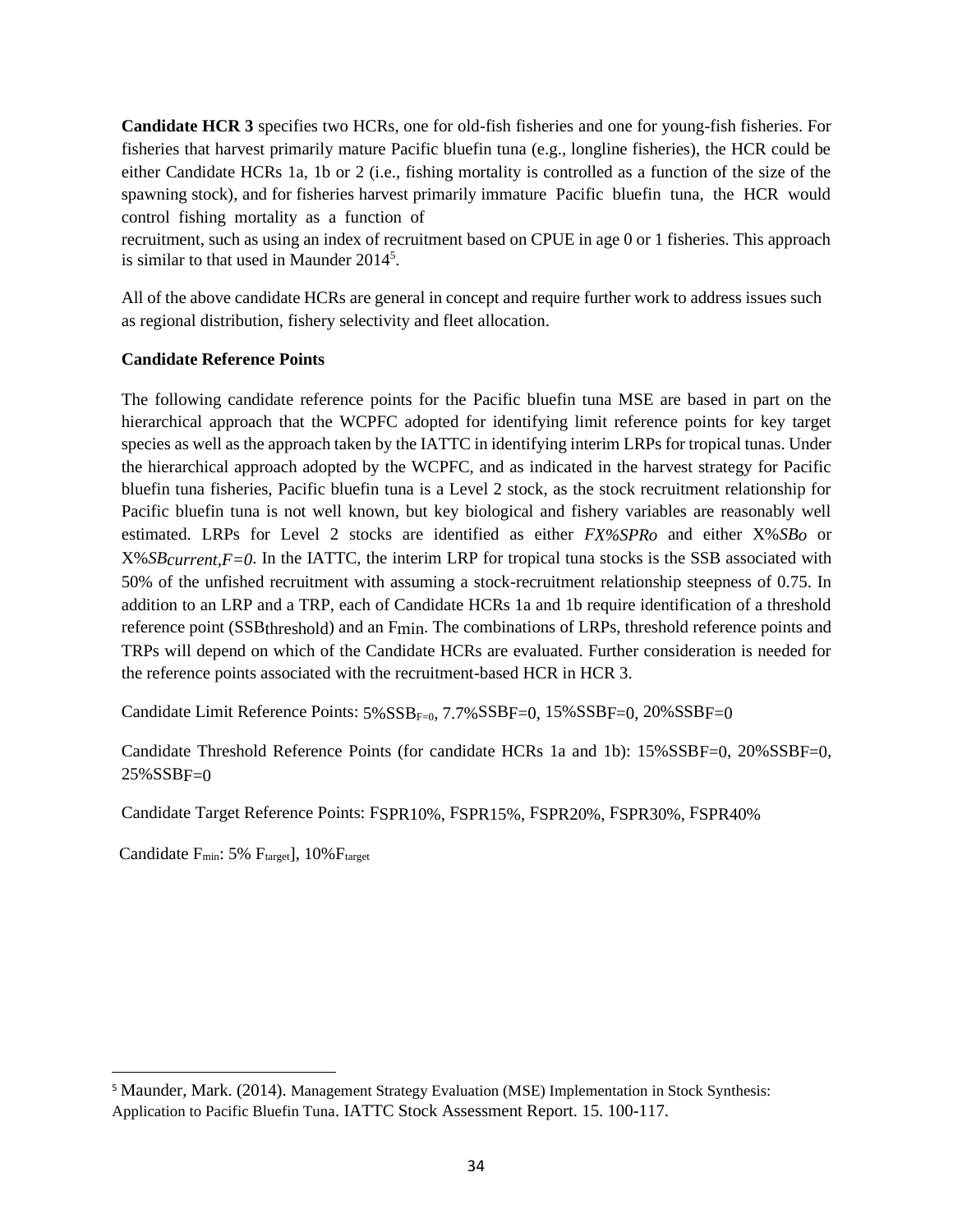**Candidate HCR 3** specifies two HCRs, one for old-fish fisheries and one for young-fish fisheries. For fisheries that harvest primarily mature Pacific bluefin tuna (e.g., longline fisheries), the HCR could be either Candidate HCRs 1a, 1b or 2 (i.e., fishing mortality is controlled as a function of the size of the spawning stock), and for fisheries harvest primarily immature Pacific bluefin tuna, the HCR would control fishing mortality as a function of recruitment, such as using an index of recruitment based on CPUE in age 0 or 1 fisheries. This approach is similar to that used in Maunder 2014[5].

All of the above candidate HCRs are general in concept and require further work to address issues such as regional distribution, fishery selectivity and fleet allocation.

**Candidate Reference Points**

The following candidate reference points for the Pacific bluefin tuna MSE are based in part on the hierarchical approach that the WCPFC adopted for identifying limit reference points for key target species as well as the approach taken by the IATTC in identifying interim LRPs for tropical tunas. Under the hierarchical approach adopted by the WCPFC, and as indicated in the harvest strategy for Pacific bluefin tuna fisheries, Pacific bluefin tuna is a Level 2 stock, as the stock recruitment relationship for Pacific bluefin tuna is not well known, but key biological and fishery variables are reasonably well estimated. LRPs for Level 2 stocks are identified as either $FX\%SPR_0$ and either $X\%SB_0$ or $X\%SB_{current,F=0}$. In the IATTC, the interim LRP for tropical tuna stocks is the SSB associated with 50% of the unfished recruitment with assuming a stock-recruitment relationship steepness of 0.75. In addition to an LRP and a TRP, each of Candidate HCRs 1a and 1b require identification of a threshold reference point ($SSB_{threshold}$) and an $F_{min}$. The combinations of LRPs, threshold reference points and TRPs will depend on which of the Candidate HCRs are evaluated. Further consideration is needed for the reference points associated with the recruitment-based HCR in HCR 3.

Candidate Limit Reference Points: $5\%SSB_{F=0}$, $7.7\%SSB_{F=0}$, $15\%SSB_{F=0}$, $20\%SSB_{F=0}$

Candidate Threshold Reference Points (for candidate HCRs 1a and 1b): $15\%SSB_{F=0}$, $20\%SSB_{F=0}$, $25\%SSB_{F=0}$

Candidate Target Reference Points: $F_{SPR10\%}$, $F_{SPR15\%}$, $F_{SPR20\%}$, $F_{SPR30\%}$, $F_{SPR40\%}$

Candidate $F_{min}$: 5% $F_{target}$], 10%$F_{target}$

[5] Maunder, Mark. (2014). Management Strategy Evaluation (MSE) Implementation in Stock Synthesis: Application to Pacific Bluefin Tuna. IATTC Stock Assessment Report. 15. 100-117.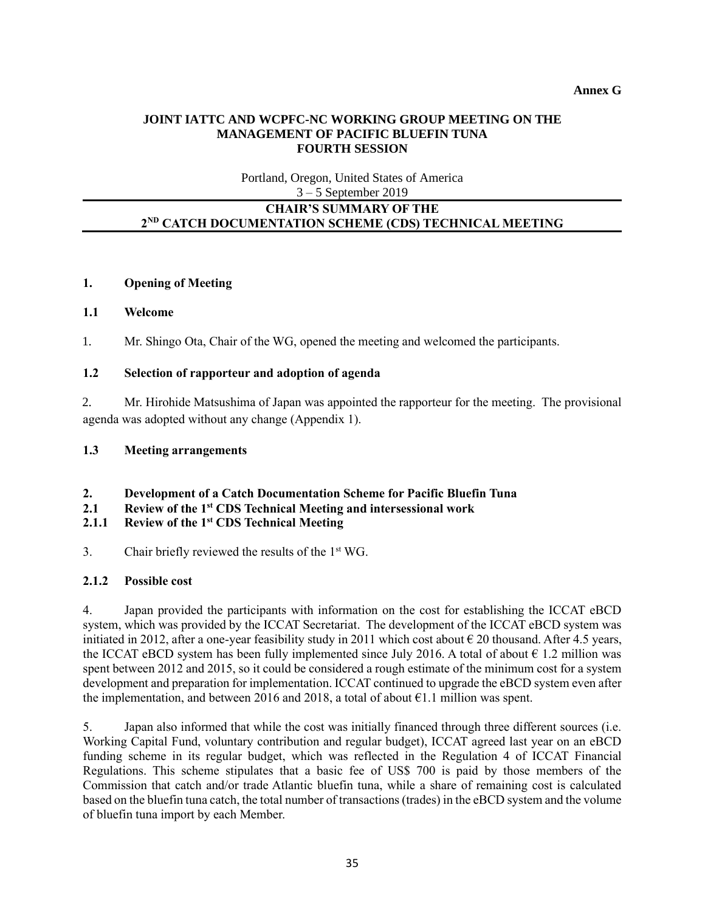**Annex G**

**JOINT IATTC AND WCPFC-NC WORKING GROUP MEETING ON THE MANAGEMENT OF PACIFIC BLUEFIN TUNA**
**FOURTH SESSION**

Portland, Oregon, United States of America
3 – 5 September 2019

**CHAIR'S SUMMARY OF THE**
**2ND CATCH DOCUMENTATION SCHEME (CDS) TECHNICAL MEETING**

## 1. Opening of Meeting

### 1.1 Welcome

1. Mr. Shingo Ota, Chair of the WG, opened the meeting and welcomed the participants.

### 1.2 Selection of rapporteur and adoption of agenda

2. Mr. Hirohide Matsushima of Japan was appointed the rapporteur for the meeting. The provisional agenda was adopted without any change (Appendix 1).

### 1.3 Meeting arrangements

## 2. Development of a Catch Documentation Scheme for Pacific Bluefin Tuna

### 2.1 Review of the 1st CDS Technical Meeting and intersessional work

#### 2.1.1 Review of the 1st CDS Technical Meeting

3. Chair briefly reviewed the results of the 1st WG.

#### 2.1.2 Possible cost

4. Japan provided the participants with information on the cost for establishing the ICCAT eBCD system, which was provided by the ICCAT Secretariat. The development of the ICCAT eBCD system was initiated in 2012, after a one-year feasibility study in 2011 which cost about € 20 thousand. After 4.5 years, the ICCAT eBCD system has been fully implemented since July 2016. A total of about € 1.2 million was spent between 2012 and 2015, so it could be considered a rough estimate of the minimum cost for a system development and preparation for implementation. ICCAT continued to upgrade the eBCD system even after the implementation, and between 2016 and 2018, a total of about €1.1 million was spent.

5. Japan also informed that while the cost was initially financed through three different sources (i.e. Working Capital Fund, voluntary contribution and regular budget), ICCAT agreed last year on an eBCD funding scheme in its regular budget, which was reflected in the Regulation 4 of ICCAT Financial Regulations. This scheme stipulates that a basic fee of US$ 700 is paid by those members of the Commission that catch and/or trade Atlantic bluefin tuna, while a share of remaining cost is calculated based on the bluefin tuna catch, the total number of transactions (trades) in the eBCD system and the volume of bluefin tuna import by each Member.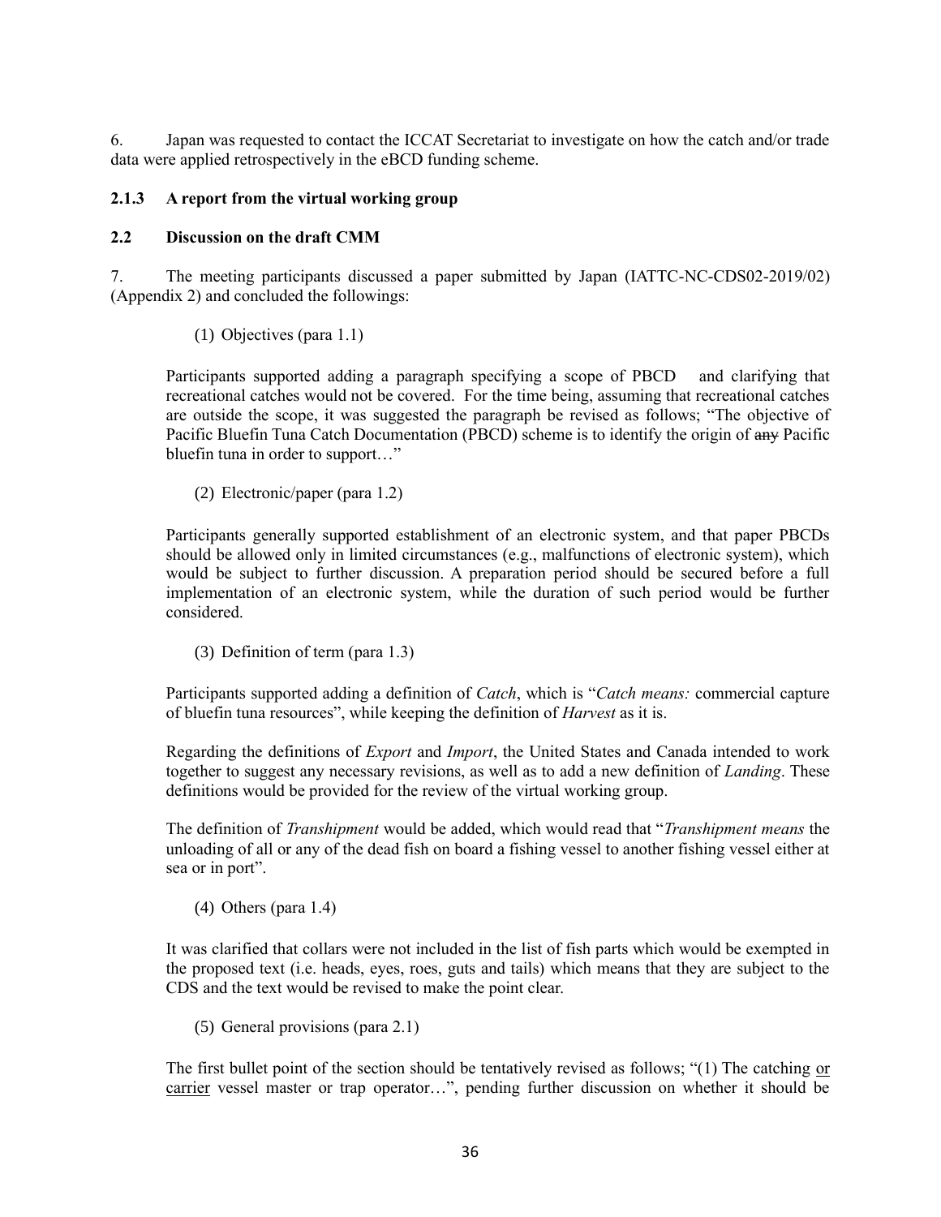6. Japan was requested to contact the ICCAT Secretariat to investigate on how the catch and/or trade data were applied retrospectively in the eBCD funding scheme.

**2.1.3 A report from the virtual working group**

**2.2 Discussion on the draft CMM**

7. The meeting participants discussed a paper submitted by Japan (IATTC-NC-CDS02-2019/02) (Appendix 2) and concluded the followings:

(1) Objectives (para 1.1)

Participants supported adding a paragraph specifying a scope of PBCD and clarifying that recreational catches would not be covered. For the time being, assuming that recreational catches are outside the scope, it was suggested the paragraph be revised as follows; "The objective of Pacific Bluefin Tuna Catch Documentation (PBCD) scheme is to identify the origin of ~~any~~ Pacific bluefin tuna in order to support…"

(2) Electronic/paper (para 1.2)

Participants generally supported establishment of an electronic system, and that paper PBCDs should be allowed only in limited circumstances (e.g., malfunctions of electronic system), which would be subject to further discussion. A preparation period should be secured before a full implementation of an electronic system, while the duration of such period would be further considered.

(3) Definition of term (para 1.3)

Participants supported adding a definition of *Catch*, which is "*Catch means:* commercial capture of bluefin tuna resources", while keeping the definition of *Harvest* as it is.

Regarding the definitions of *Export* and *Import*, the United States and Canada intended to work together to suggest any necessary revisions, as well as to add a new definition of *Landing*. These definitions would be provided for the review of the virtual working group.

The definition of *Transhipment* would be added, which would read that "*Transhipment means* the unloading of all or any of the dead fish on board a fishing vessel to another fishing vessel either at sea or in port".

(4) Others (para 1.4)

It was clarified that collars were not included in the list of fish parts which would be exempted in the proposed text (i.e. heads, eyes, roes, guts and tails) which means that they are subject to the CDS and the text would be revised to make the point clear.

(5) General provisions (para 2.1)

The first bullet point of the section should be tentatively revised as follows; "(1) The catching <u>or carrier</u> vessel master or trap operator…", pending further discussion on whether it should be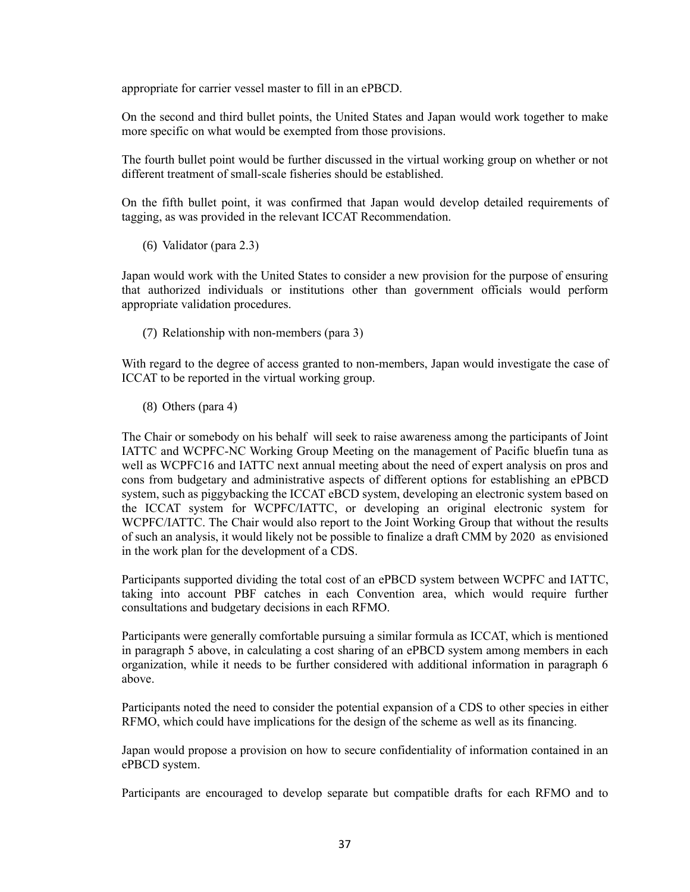appropriate for carrier vessel master to fill in an ePBCD.

On the second and third bullet points, the United States and Japan would work together to make more specific on what would be exempted from those provisions.

The fourth bullet point would be further discussed in the virtual working group on whether or not different treatment of small-scale fisheries should be established.

On the fifth bullet point, it was confirmed that Japan would develop detailed requirements of tagging, as was provided in the relevant ICCAT Recommendation.

(6) Validator (para 2.3)

Japan would work with the United States to consider a new provision for the purpose of ensuring that authorized individuals or institutions other than government officials would perform appropriate validation procedures.

(7) Relationship with non-members (para 3)

With regard to the degree of access granted to non-members, Japan would investigate the case of ICCAT to be reported in the virtual working group.

(8) Others (para 4)

The Chair or somebody on his behalf will seek to raise awareness among the participants of Joint IATTC and WCPFC-NC Working Group Meeting on the management of Pacific bluefin tuna as well as WCPFC16 and IATTC next annual meeting about the need of expert analysis on pros and cons from budgetary and administrative aspects of different options for establishing an ePBCD system, such as piggybacking the ICCAT eBCD system, developing an electronic system based on the ICCAT system for WCPFC/IATTC, or developing an original electronic system for WCPFC/IATTC. The Chair would also report to the Joint Working Group that without the results of such an analysis, it would likely not be possible to finalize a draft CMM by 2020 as envisioned in the work plan for the development of a CDS.

Participants supported dividing the total cost of an ePBCD system between WCPFC and IATTC, taking into account PBF catches in each Convention area, which would require further consultations and budgetary decisions in each RFMO.

Participants were generally comfortable pursuing a similar formula as ICCAT, which is mentioned in paragraph 5 above, in calculating a cost sharing of an ePBCD system among members in each organization, while it needs to be further considered with additional information in paragraph 6 above.

Participants noted the need to consider the potential expansion of a CDS to other species in either RFMO, which could have implications for the design of the scheme as well as its financing.

Japan would propose a provision on how to secure confidentiality of information contained in an ePBCD system.

Participants are encouraged to develop separate but compatible drafts for each RFMO and to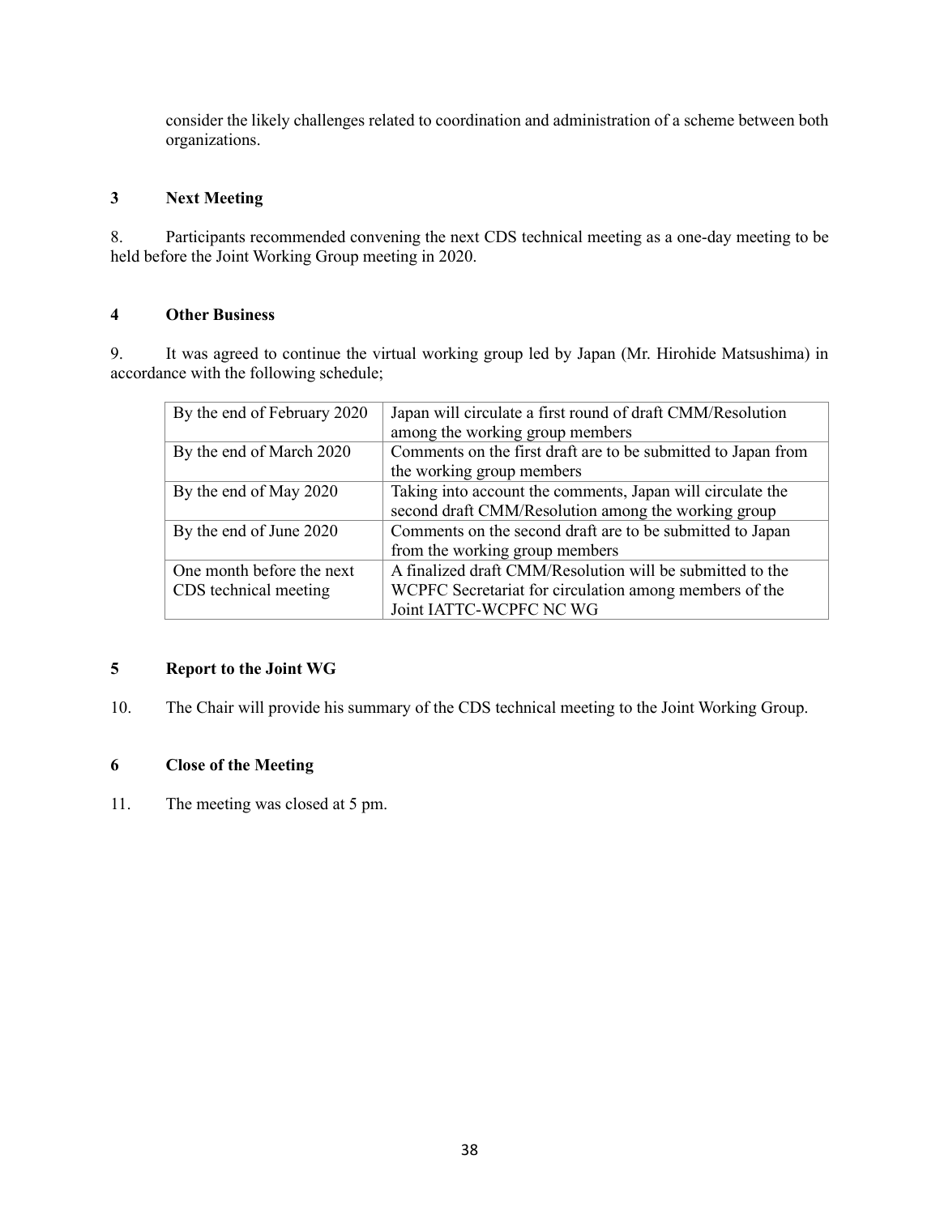consider the likely challenges related to coordination and administration of a scheme between both organizations.

## 3 Next Meeting

8. Participants recommended convening the next CDS technical meeting as a one-day meeting to be held before the Joint Working Group meeting in 2020.

## 4 Other Business

9. It was agreed to continue the virtual working group led by Japan (Mr. Hirohide Matsushima) in accordance with the following schedule;

| | |
|---|---|
| By the end of February 2020 | Japan will circulate a first round of draft CMM/Resolution among the working group members |
| By the end of March 2020 | Comments on the first draft are to be submitted to Japan from the working group members |
| By the end of May 2020 | Taking into account the comments, Japan will circulate the second draft CMM/Resolution among the working group |
| By the end of June 2020 | Comments on the second draft are to be submitted to Japan from the working group members |
| One month before the next CDS technical meeting | A finalized draft CMM/Resolution will be submitted to the WCPFC Secretariat for circulation among members of the Joint IATTC-WCPFC NC WG |

## 5 Report to the Joint WG

10. The Chair will provide his summary of the CDS technical meeting to the Joint Working Group.

## 6 Close of the Meeting

11. The meeting was closed at 5 pm.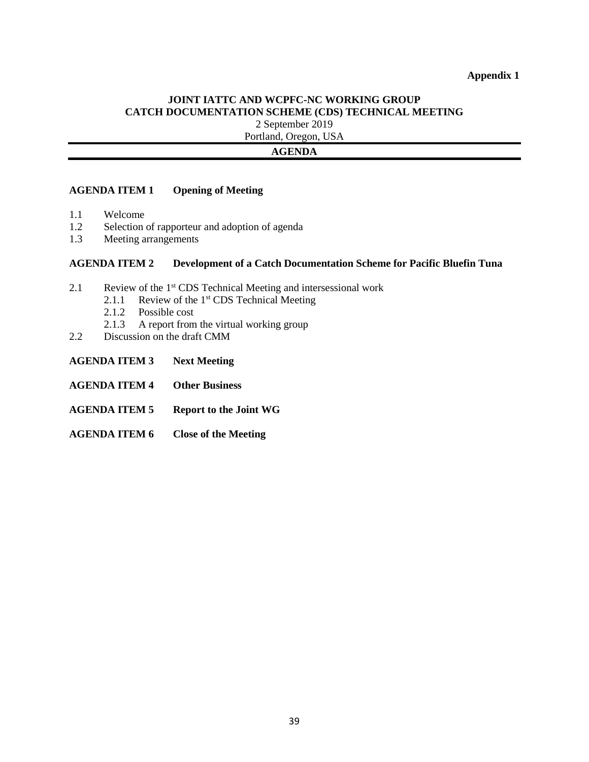**Appendix 1**

# JOINT IATTC AND WCPFC-NC WORKING GROUP
# CATCH DOCUMENTATION SCHEME (CDS) TECHNICAL MEETING

2 September 2019

Portland, Oregon, USA

## AGENDA

### AGENDA ITEM 1 Opening of Meeting

1.1 Welcome
1.2 Selection of rapporteur and adoption of agenda
1.3 Meeting arrangements

### AGENDA ITEM 2 Development of a Catch Documentation Scheme for Pacific Bluefin Tuna

2.1 Review of the 1st CDS Technical Meeting and intersessional work
  - 2.1.1 Review of the 1st CDS Technical Meeting
  - 2.1.2 Possible cost
  - 2.1.3 A report from the virtual working group

2.2 Discussion on the draft CMM

### AGENDA ITEM 3 Next Meeting

### AGENDA ITEM 4 Other Business

### AGENDA ITEM 5 Report to the Joint WG

### AGENDA ITEM 6 Close of the Meeting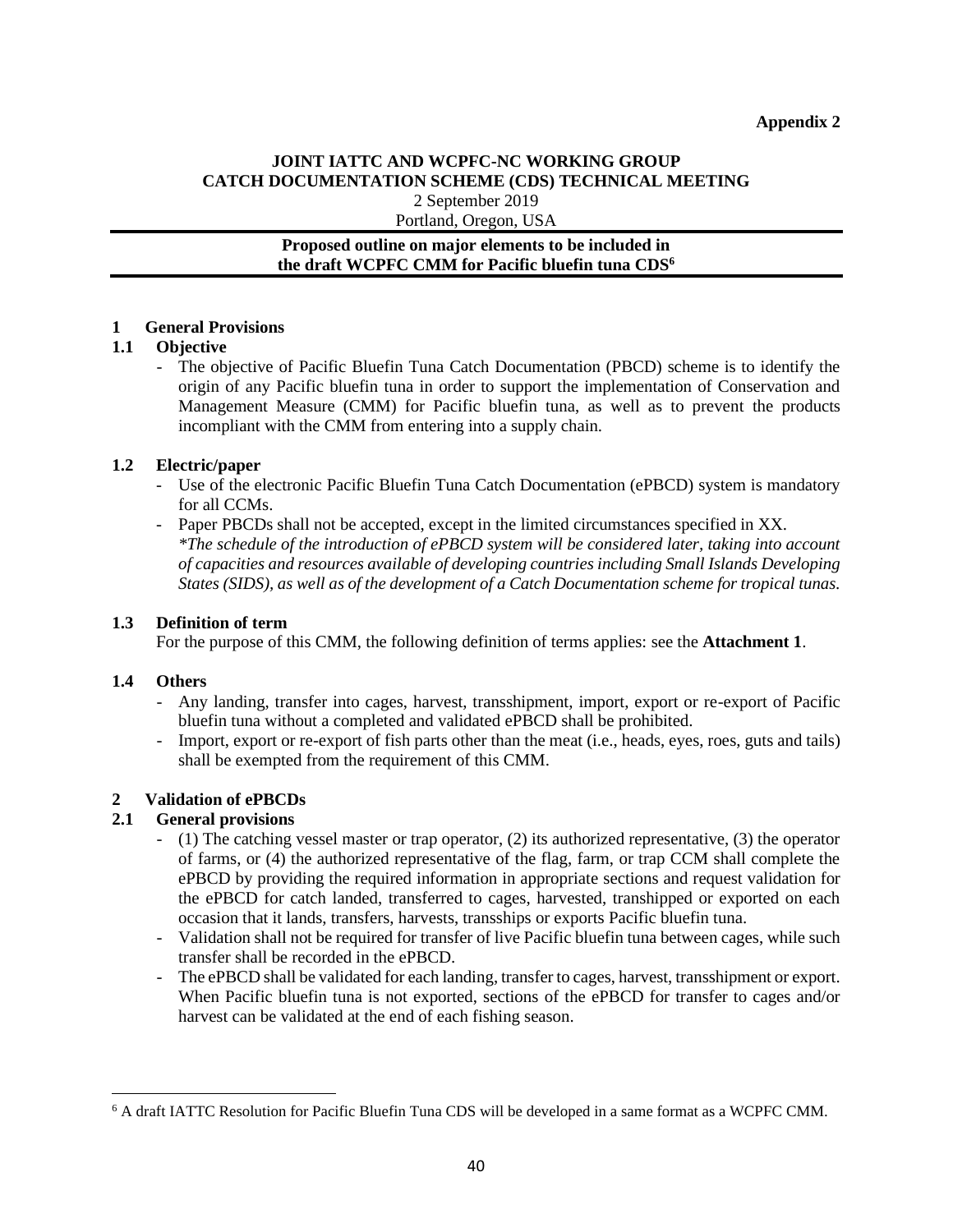**Appendix 2**

**JOINT IATTC AND WCPFC-NC WORKING GROUP**
**CATCH DOCUMENTATION SCHEME (CDS) TECHNICAL MEETING**
2 September 2019
Portland, Oregon, USA

**Proposed outline on major elements to be included in the draft WCPFC CMM for Pacific bluefin tuna CDS[6]**

## 1 General Provisions

### 1.1 Objective

- The objective of Pacific Bluefin Tuna Catch Documentation (PBCD) scheme is to identify the origin of any Pacific bluefin tuna in order to support the implementation of Conservation and Management Measure (CMM) for Pacific bluefin tuna, as well as to prevent the products incompliant with the CMM from entering into a supply chain.

### 1.2 Electric/paper

- Use of the electronic Pacific Bluefin Tuna Catch Documentation (ePBCD) system is mandatory for all CCMs.
- Paper PBCDs shall not be accepted, except in the limited circumstances specified in XX.
  *\*The schedule of the introduction of ePBCD system will be considered later, taking into account of capacities and resources available of developing countries including Small Islands Developing States (SIDS), as well as of the development of a Catch Documentation scheme for tropical tunas.*

### 1.3 Definition of term

For the purpose of this CMM, the following definition of terms applies: see the **Attachment 1**.

### 1.4 Others

- Any landing, transfer into cages, harvest, transshipment, import, export or re-export of Pacific bluefin tuna without a completed and validated ePBCD shall be prohibited.
- Import, export or re-export of fish parts other than the meat (i.e., heads, eyes, roes, guts and tails) shall be exempted from the requirement of this CMM.

## 2 Validation of ePBCDs

### 2.1 General provisions

- (1) The catching vessel master or trap operator, (2) its authorized representative, (3) the operator of farms, or (4) the authorized representative of the flag, farm, or trap CCM shall complete the ePBCD by providing the required information in appropriate sections and request validation for the ePBCD for catch landed, transferred to cages, harvested, transhipped or exported on each occasion that it lands, transfers, harvests, transships or exports Pacific bluefin tuna.
- Validation shall not be required for transfer of live Pacific bluefin tuna between cages, while such transfer shall be recorded in the ePBCD.
- The ePBCD shall be validated for each landing, transfer to cages, harvest, transshipment or export. When Pacific bluefin tuna is not exported, sections of the ePBCD for transfer to cages and/or harvest can be validated at the end of each fishing season.

---

[6] A draft IATTC Resolution for Pacific Bluefin Tuna CDS will be developed in a same format as a WCPFC CMM.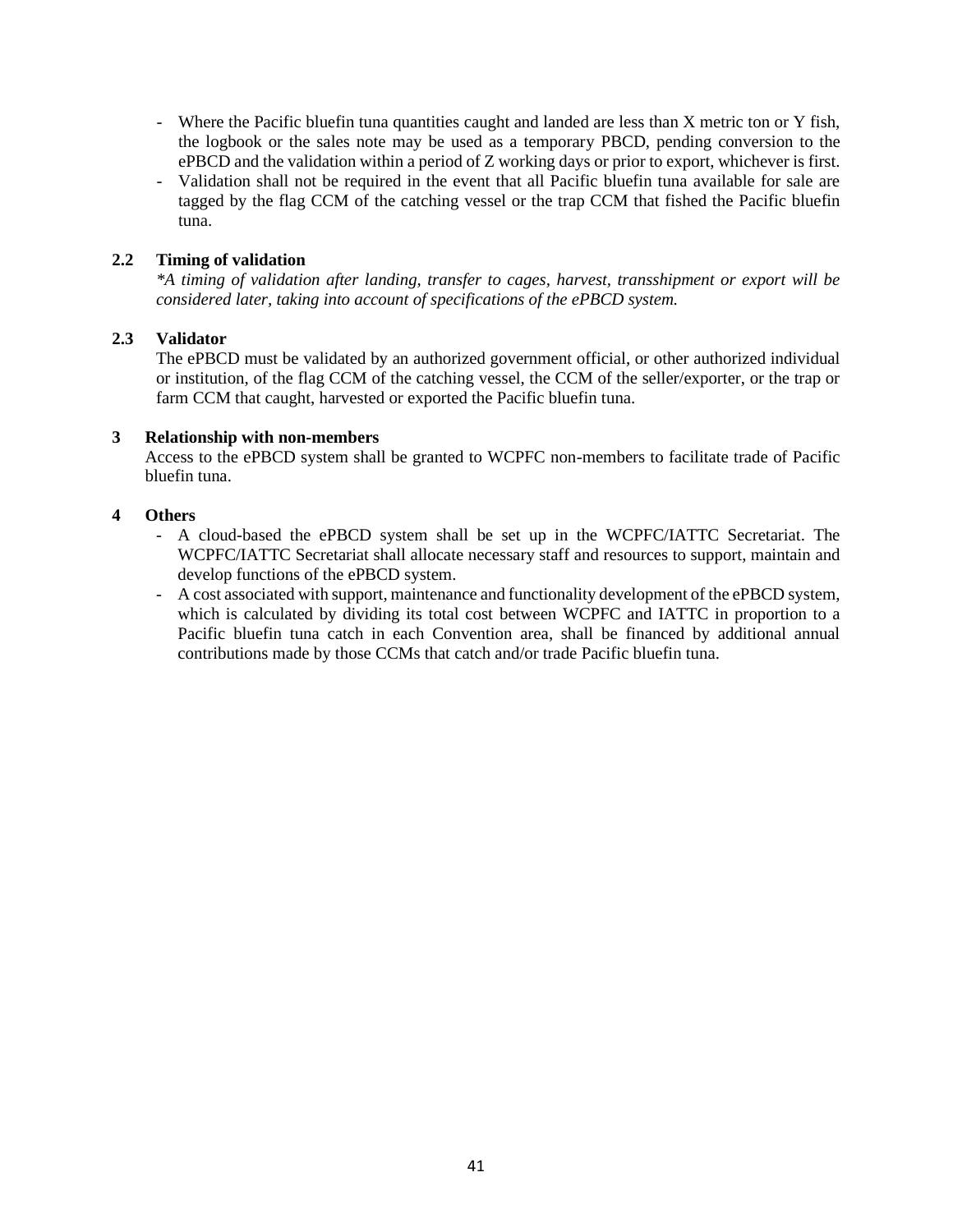- Where the Pacific bluefin tuna quantities caught and landed are less than X metric ton or Y fish, the logbook or the sales note may be used as a temporary PBCD, pending conversion to the ePBCD and the validation within a period of Z working days or prior to export, whichever is first.
- Validation shall not be required in the event that all Pacific bluefin tuna available for sale are tagged by the flag CCM of the catching vessel or the trap CCM that fished the Pacific bluefin tuna.

### 2.2 Timing of validation

*\*A timing of validation after landing, transfer to cages, harvest, transshipment or export will be considered later, taking into account of specifications of the ePBCD system.*

### 2.3 Validator

The ePBCD must be validated by an authorized government official, or other authorized individual or institution, of the flag CCM of the catching vessel, the CCM of the seller/exporter, or the trap or farm CCM that caught, harvested or exported the Pacific bluefin tuna.

## 3 Relationship with non-members

Access to the ePBCD system shall be granted to WCPFC non-members to facilitate trade of Pacific bluefin tuna.

## 4 Others

- A cloud-based the ePBCD system shall be set up in the WCPFC/IATTC Secretariat. The WCPFC/IATTC Secretariat shall allocate necessary staff and resources to support, maintain and develop functions of the ePBCD system.
- A cost associated with support, maintenance and functionality development of the ePBCD system, which is calculated by dividing its total cost between WCPFC and IATTC in proportion to a Pacific bluefin tuna catch in each Convention area, shall be financed by additional annual contributions made by those CCMs that catch and/or trade Pacific bluefin tuna.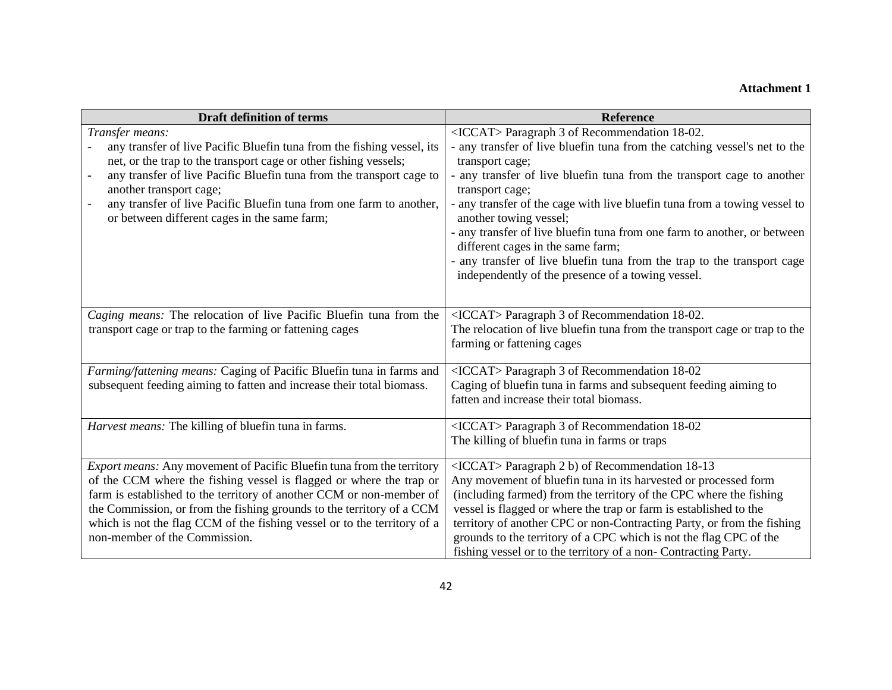**Attachment 1**

| Draft definition of terms | Reference |
|---|---|
| *Transfer means:*<br>- any transfer of live Pacific Bluefin tuna from the fishing vessel, its net, or the trap to the transport cage or other fishing vessels;<br>- any transfer of live Pacific Bluefin tuna from the transport cage to another transport cage;<br>- any transfer of live Pacific Bluefin tuna from one farm to another, or between different cages in the same farm; | <ICCAT> Paragraph 3 of Recommendation 18-02.<br>- any transfer of live bluefin tuna from the catching vessel's net to the transport cage;<br>- any transfer of live bluefin tuna from the transport cage to another transport cage;<br>- any transfer of the cage with live bluefin tuna from a towing vessel to another towing vessel;<br>- any transfer of live bluefin tuna from one farm to another, or between different cages in the same farm;<br>- any transfer of live bluefin tuna from the trap to the transport cage independently of the presence of a towing vessel. |
| *Caging means:* The relocation of live Pacific Bluefin tuna from the transport cage or trap to the farming or fattening cages | <ICCAT> Paragraph 3 of Recommendation 18-02.<br>The relocation of live bluefin tuna from the transport cage or trap to the farming or fattening cages |
| *Farming/fattening means:* Caging of Pacific Bluefin tuna in farms and subsequent feeding aiming to fatten and increase their total biomass. | <ICCAT> Paragraph 3 of Recommendation 18-02<br>Caging of bluefin tuna in farms and subsequent feeding aiming to fatten and increase their total biomass. |
| *Harvest means:* The killing of bluefin tuna in farms. | <ICCAT> Paragraph 3 of Recommendation 18-02<br>The killing of bluefin tuna in farms or traps |
| *Export means:* Any movement of Pacific Bluefin tuna from the territory of the CCM where the fishing vessel is flagged or where the trap or farm is established to the territory of another CCM or non-member of the Commission, or from the fishing grounds to the territory of a CCM which is not the flag CCM of the fishing vessel or to the territory of a non-member of the Commission. | <ICCAT> Paragraph 2 b) of Recommendation 18-13<br>Any movement of bluefin tuna in its harvested or processed form (including farmed) from the territory of the CPC where the fishing vessel is flagged or where the trap or farm is established to the territory of another CPC or non-Contracting Party, or from the fishing grounds to the territory of a CPC which is not the flag CPC of the fishing vessel or to the territory of a non- Contracting Party. |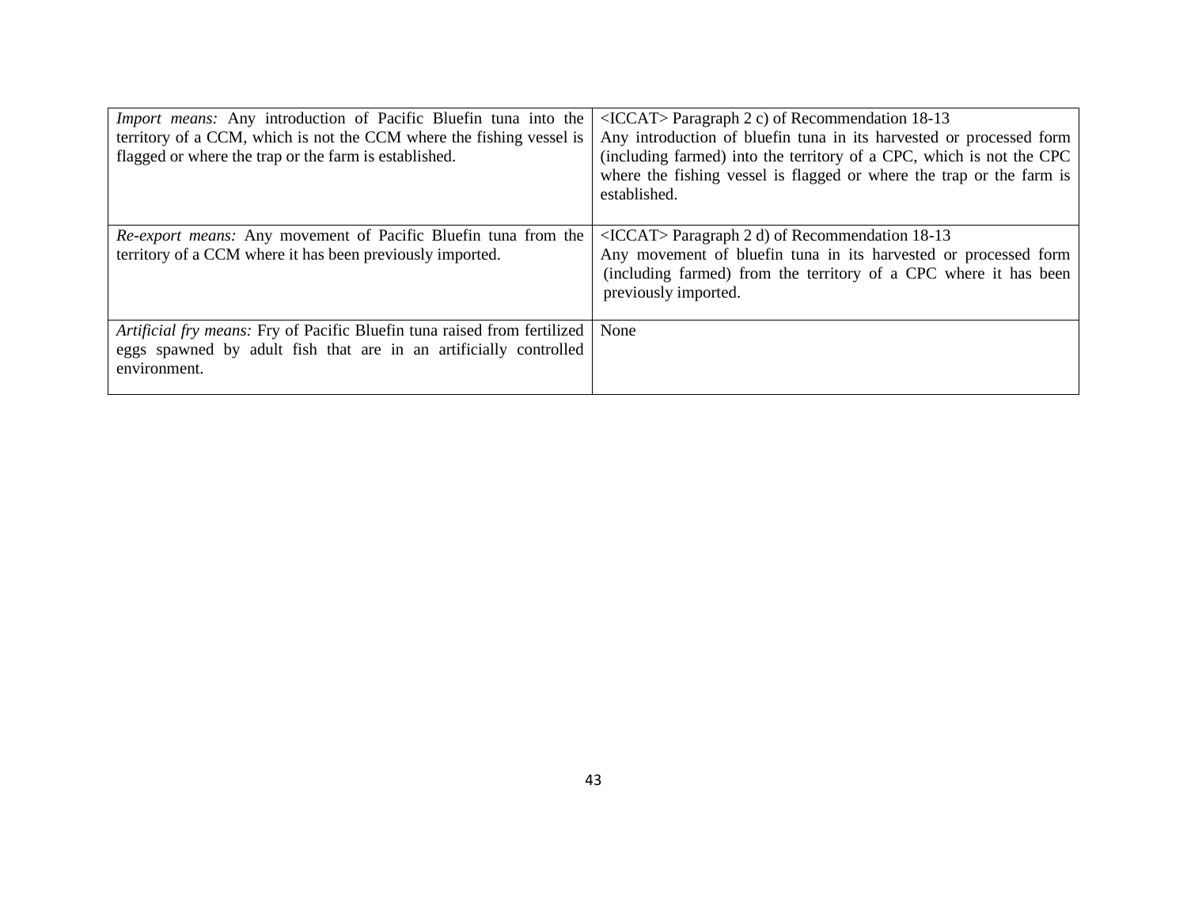| | |
|---|---|
| *Import means:* Any introduction of Pacific Bluefin tuna into the territory of a CCM, which is not the CCM where the fishing vessel is flagged or where the trap or the farm is established. | <ICCAT> Paragraph 2 c) of Recommendation 18-13<br>Any introduction of bluefin tuna in its harvested or processed form (including farmed) into the territory of a CPC, which is not the CPC where the fishing vessel is flagged or where the trap or the farm is established. |
| *Re-export means:* Any movement of Pacific Bluefin tuna from the territory of a CCM where it has been previously imported. | <ICCAT> Paragraph 2 d) of Recommendation 18-13<br>Any movement of bluefin tuna in its harvested or processed form (including farmed) from the territory of a CPC where it has been previously imported. |
| *Artificial fry means:* Fry of Pacific Bluefin tuna raised from fertilized eggs spawned by adult fish that are in an artificially controlled environment. | None |